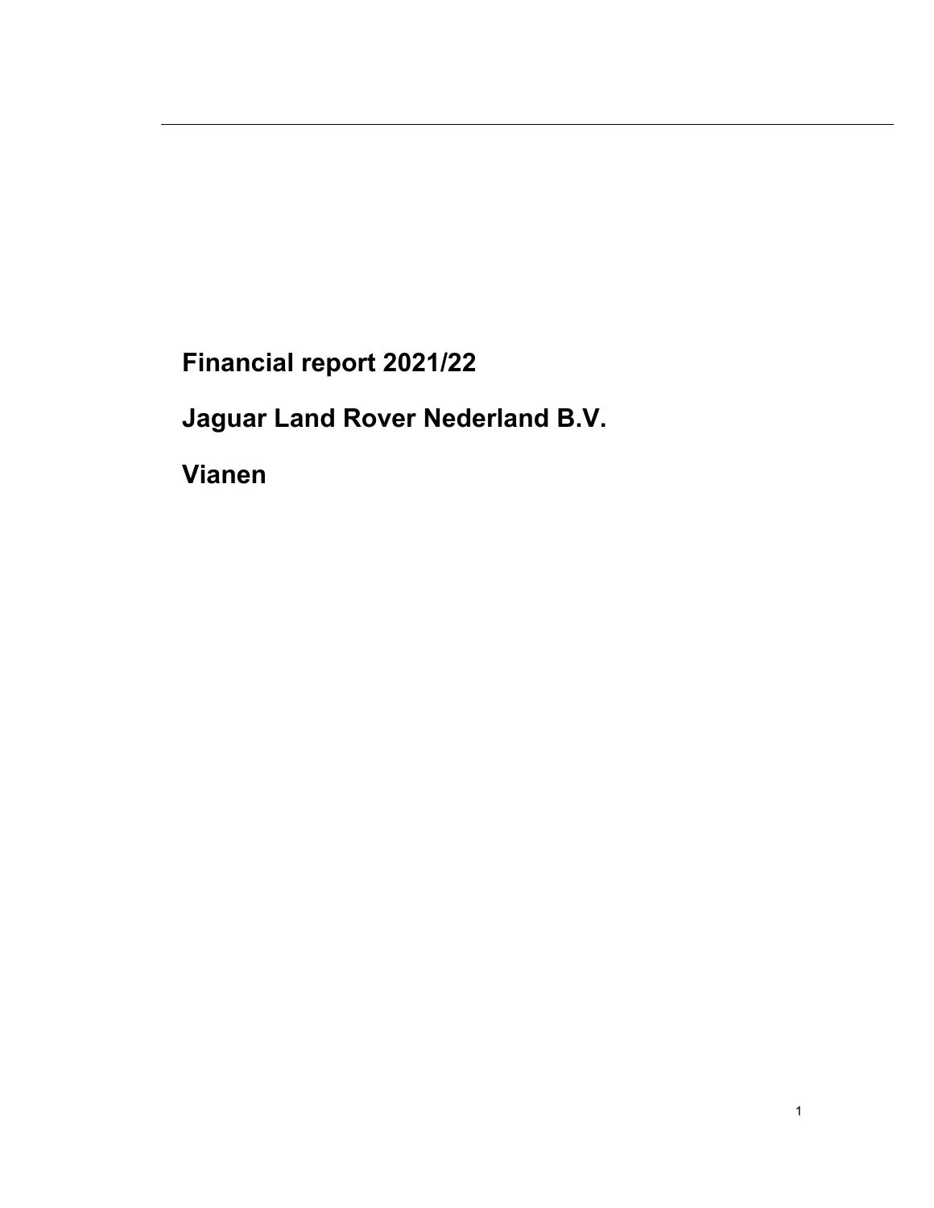# Financial report 2021/22

# Jaguar Land Rover Nederland B.V.

# Vianen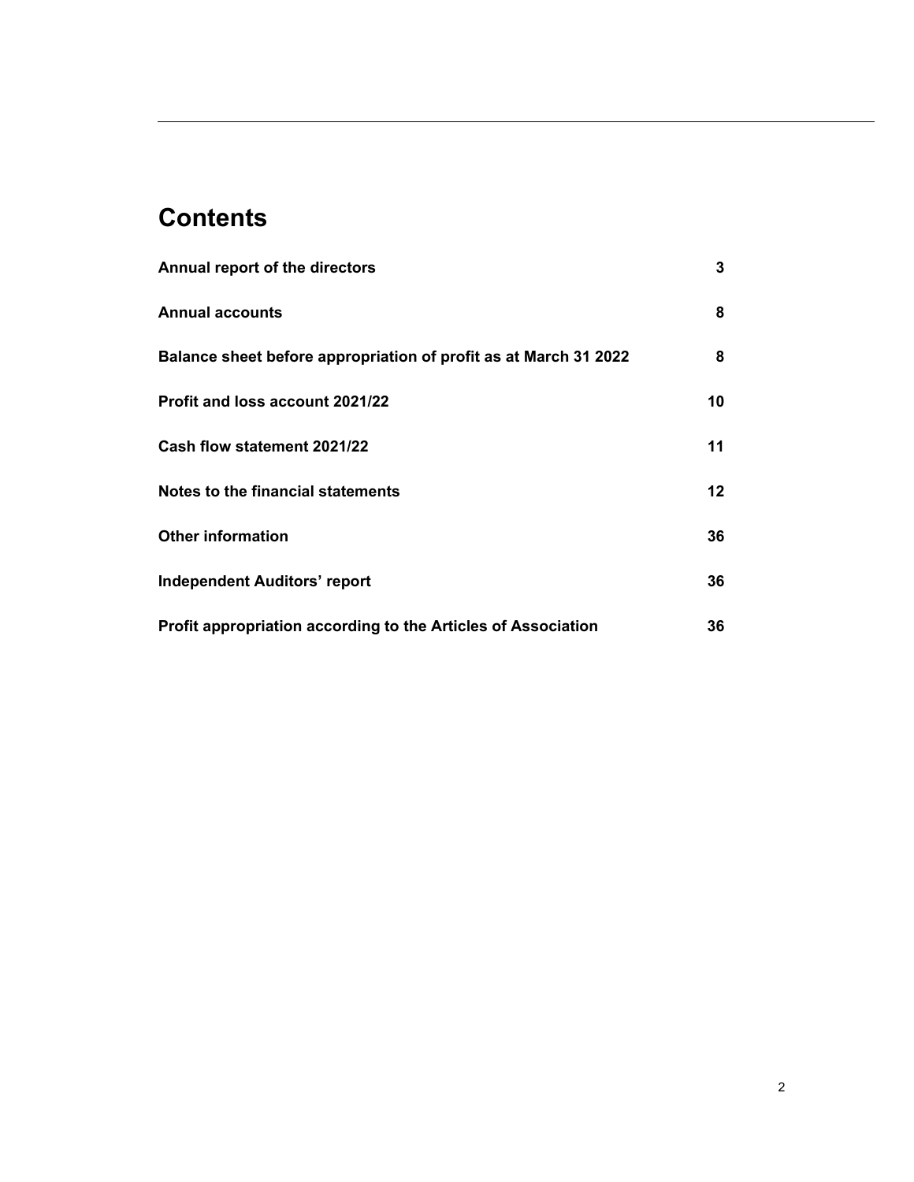# Contents

| | |
|---|---|
| **Annual report of the directors** | **3** |
| **Annual accounts** | **8** |
| **Balance sheet before appropriation of profit as at March 31 2022** | **8** |
| **Profit and loss account 2021/22** | **10** |
| **Cash flow statement 2021/22** | **11** |
| **Notes to the financial statements** | **12** |
| **Other information** | **36** |
| **Independent Auditors' report** | **36** |
| **Profit appropriation according to the Articles of Association** | **36** |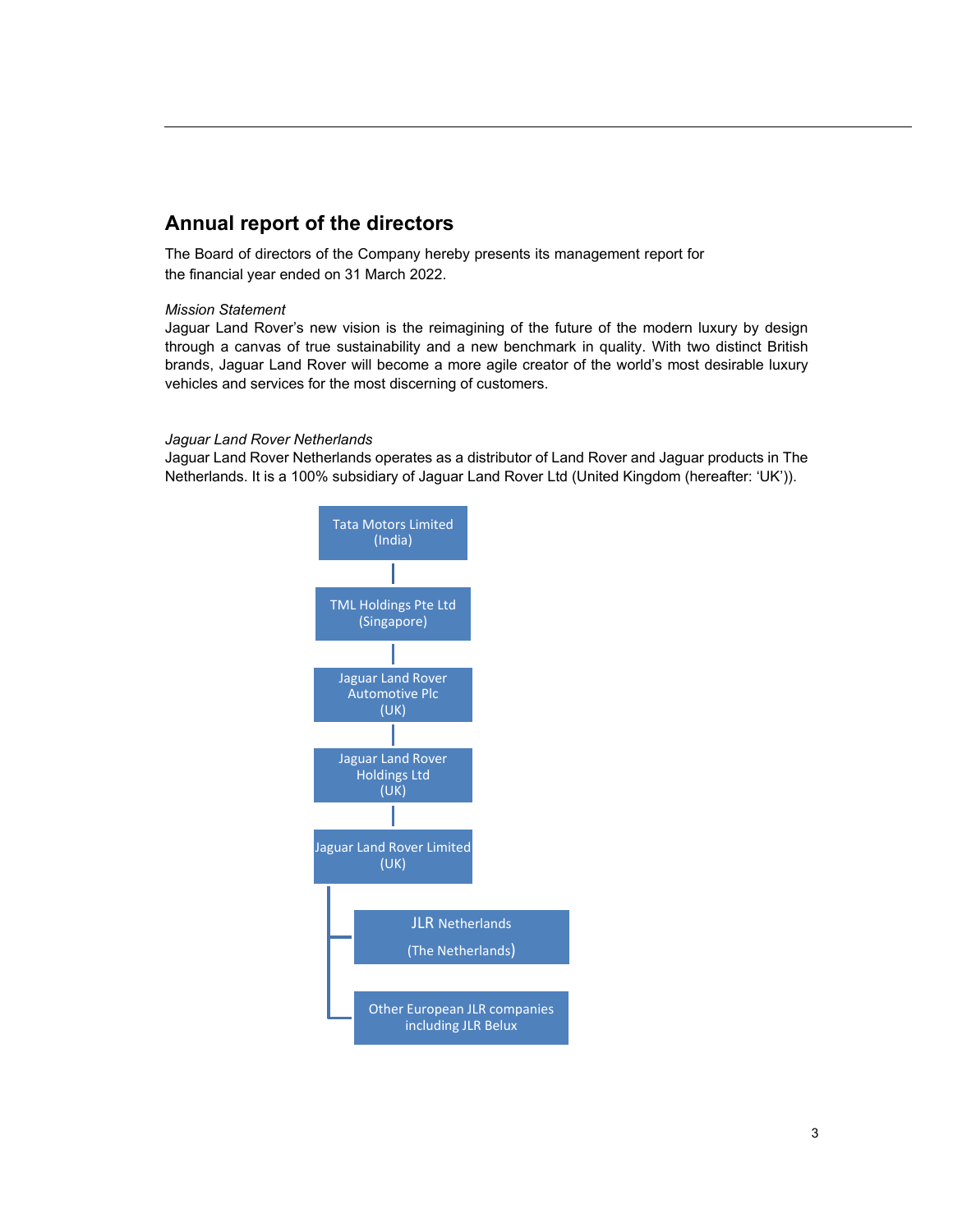## Annual report of the directors

The Board of directors of the Company hereby presents its management report for the financial year ended on 31 March 2022.

*Mission Statement*

Jaguar Land Rover's new vision is the reimagining of the future of the modern luxury by design through a canvas of true sustainability and a new benchmark in quality. With two distinct British brands, Jaguar Land Rover will become a more agile creator of the world's most desirable luxury vehicles and services for the most discerning of customers.

*Jaguar Land Rover Netherlands*

Jaguar Land Rover Netherlands operates as a distributor of Land Rover and Jaguar products in The Netherlands. It is a 100% subsidiary of Jaguar Land Rover Ltd (United Kingdom (hereafter: 'UK')).

- Tata Motors Limited (India)
  - TML Holdings Pte Ltd (Singapore)
    - Jaguar Land Rover Automotive Plc (UK)
      - Jaguar Land Rover Holdings Ltd (UK)
        - Jaguar Land Rover Limited (UK)
          - JLR Netherlands (The Netherlands)
          - Other European JLR companies including JLR Belux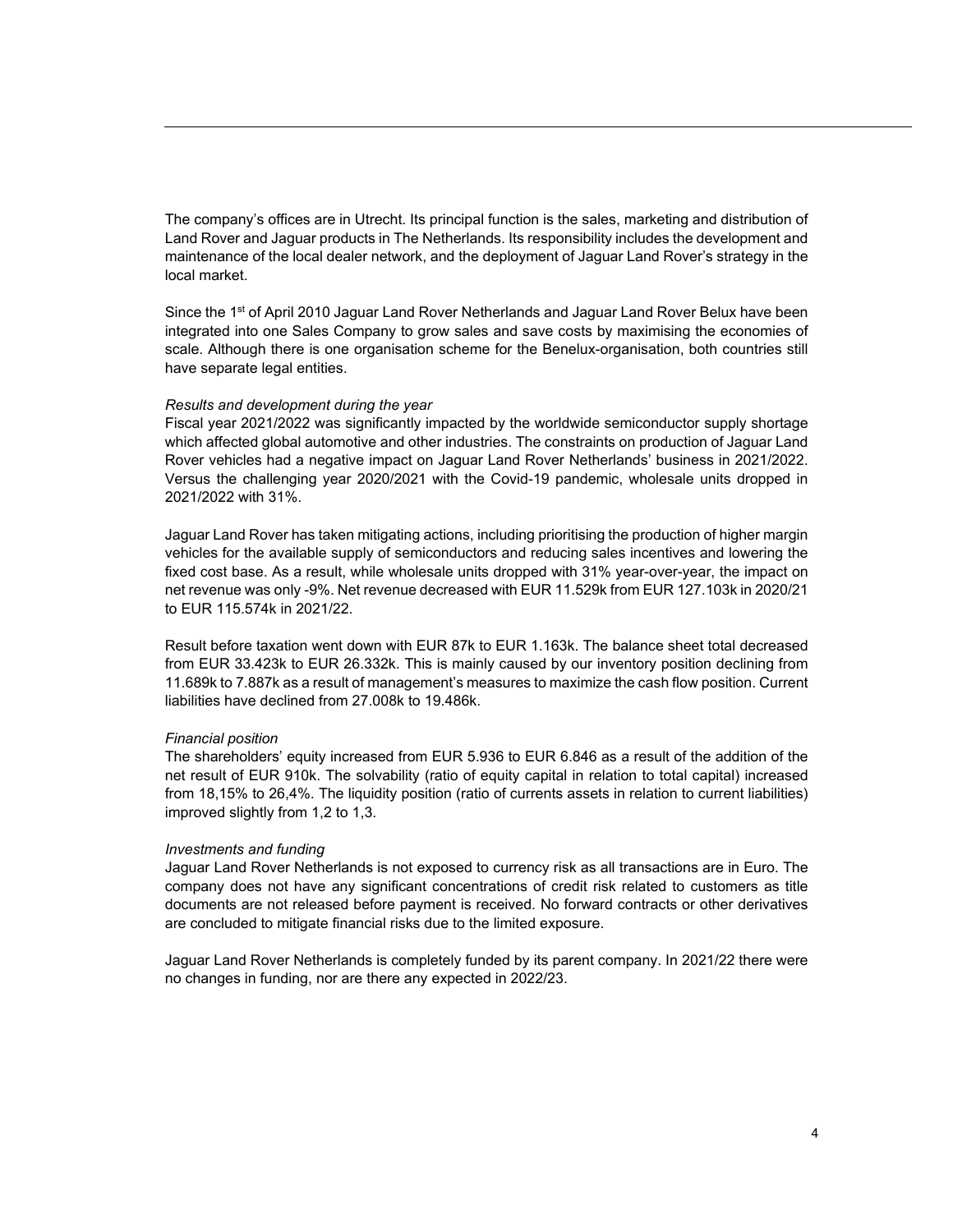The company's offices are in Utrecht. Its principal function is the sales, marketing and distribution of Land Rover and Jaguar products in The Netherlands. Its responsibility includes the development and maintenance of the local dealer network, and the deployment of Jaguar Land Rover's strategy in the local market.

Since the 1st of April 2010 Jaguar Land Rover Netherlands and Jaguar Land Rover Belux have been integrated into one Sales Company to grow sales and save costs by maximising the economies of scale. Although there is one organisation scheme for the Benelux-organisation, both countries still have separate legal entities.

*Results and development during the year*

Fiscal year 2021/2022 was significantly impacted by the worldwide semiconductor supply shortage which affected global automotive and other industries. The constraints on production of Jaguar Land Rover vehicles had a negative impact on Jaguar Land Rover Netherlands' business in 2021/2022. Versus the challenging year 2020/2021 with the Covid-19 pandemic, wholesale units dropped in 2021/2022 with 31%.

Jaguar Land Rover has taken mitigating actions, including prioritising the production of higher margin vehicles for the available supply of semiconductors and reducing sales incentives and lowering the fixed cost base. As a result, while wholesale units dropped with 31% year-over-year, the impact on net revenue was only -9%. Net revenue decreased with EUR 11.529k from EUR 127.103k in 2020/21 to EUR 115.574k in 2021/22.

Result before taxation went down with EUR 87k to EUR 1.163k. The balance sheet total decreased from EUR 33.423k to EUR 26.332k. This is mainly caused by our inventory position declining from 11.689k to 7.887k as a result of management's measures to maximize the cash flow position. Current liabilities have declined from 27.008k to 19.486k.

*Financial position*

The shareholders' equity increased from EUR 5.936 to EUR 6.846 as a result of the addition of the net result of EUR 910k. The solvability (ratio of equity capital in relation to total capital) increased from 18,15% to 26,4%. The liquidity position (ratio of currents assets in relation to current liabilities) improved slightly from 1,2 to 1,3.

*Investments and funding*

Jaguar Land Rover Netherlands is not exposed to currency risk as all transactions are in Euro. The company does not have any significant concentrations of credit risk related to customers as title documents are not released before payment is received. No forward contracts or other derivatives are concluded to mitigate financial risks due to the limited exposure.

Jaguar Land Rover Netherlands is completely funded by its parent company. In 2021/22 there were no changes in funding, nor are there any expected in 2022/23.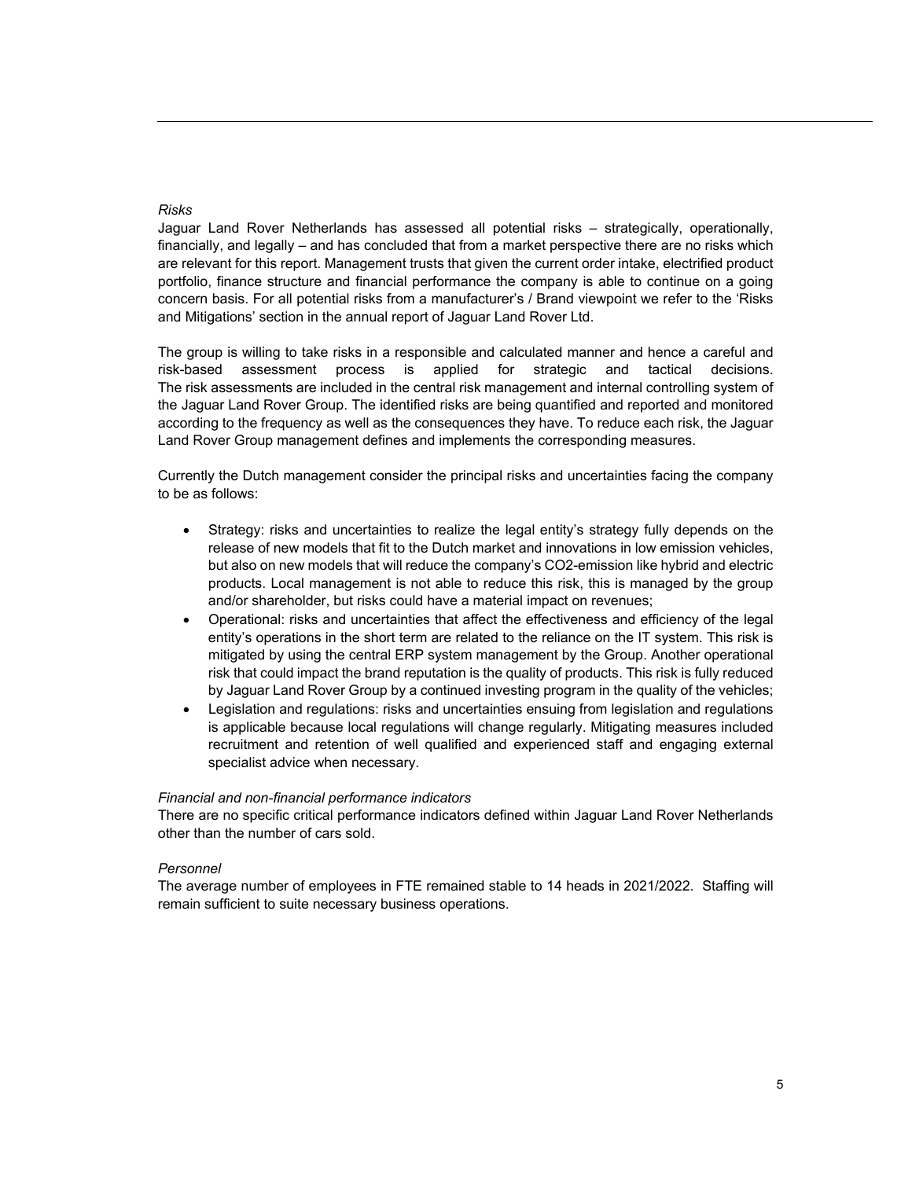*Risks*

Jaguar Land Rover Netherlands has assessed all potential risks – strategically, operationally, financially, and legally – and has concluded that from a market perspective there are no risks which are relevant for this report. Management trusts that given the current order intake, electrified product portfolio, finance structure and financial performance the company is able to continue on a going concern basis. For all potential risks from a manufacturer's / Brand viewpoint we refer to the 'Risks and Mitigations' section in the annual report of Jaguar Land Rover Ltd.

The group is willing to take risks in a responsible and calculated manner and hence a careful and risk-based assessment process is applied for strategic and tactical decisions. The risk assessments are included in the central risk management and internal controlling system of the Jaguar Land Rover Group. The identified risks are being quantified and reported and monitored according to the frequency as well as the consequences they have. To reduce each risk, the Jaguar Land Rover Group management defines and implements the corresponding measures.

Currently the Dutch management consider the principal risks and uncertainties facing the company to be as follows:

- Strategy: risks and uncertainties to realize the legal entity's strategy fully depends on the release of new models that fit to the Dutch market and innovations in low emission vehicles, but also on new models that will reduce the company's CO2-emission like hybrid and electric products. Local management is not able to reduce this risk, this is managed by the group and/or shareholder, but risks could have a material impact on revenues;
- Operational: risks and uncertainties that affect the effectiveness and efficiency of the legal entity's operations in the short term are related to the reliance on the IT system. This risk is mitigated by using the central ERP system management by the Group. Another operational risk that could impact the brand reputation is the quality of products. This risk is fully reduced by Jaguar Land Rover Group by a continued investing program in the quality of the vehicles;
- Legislation and regulations: risks and uncertainties ensuing from legislation and regulations is applicable because local regulations will change regularly. Mitigating measures included recruitment and retention of well qualified and experienced staff and engaging external specialist advice when necessary.

*Financial and non-financial performance indicators*

There are no specific critical performance indicators defined within Jaguar Land Rover Netherlands other than the number of cars sold.

*Personnel*

The average number of employees in FTE remained stable to 14 heads in 2021/2022. Staffing will remain sufficient to suite necessary business operations.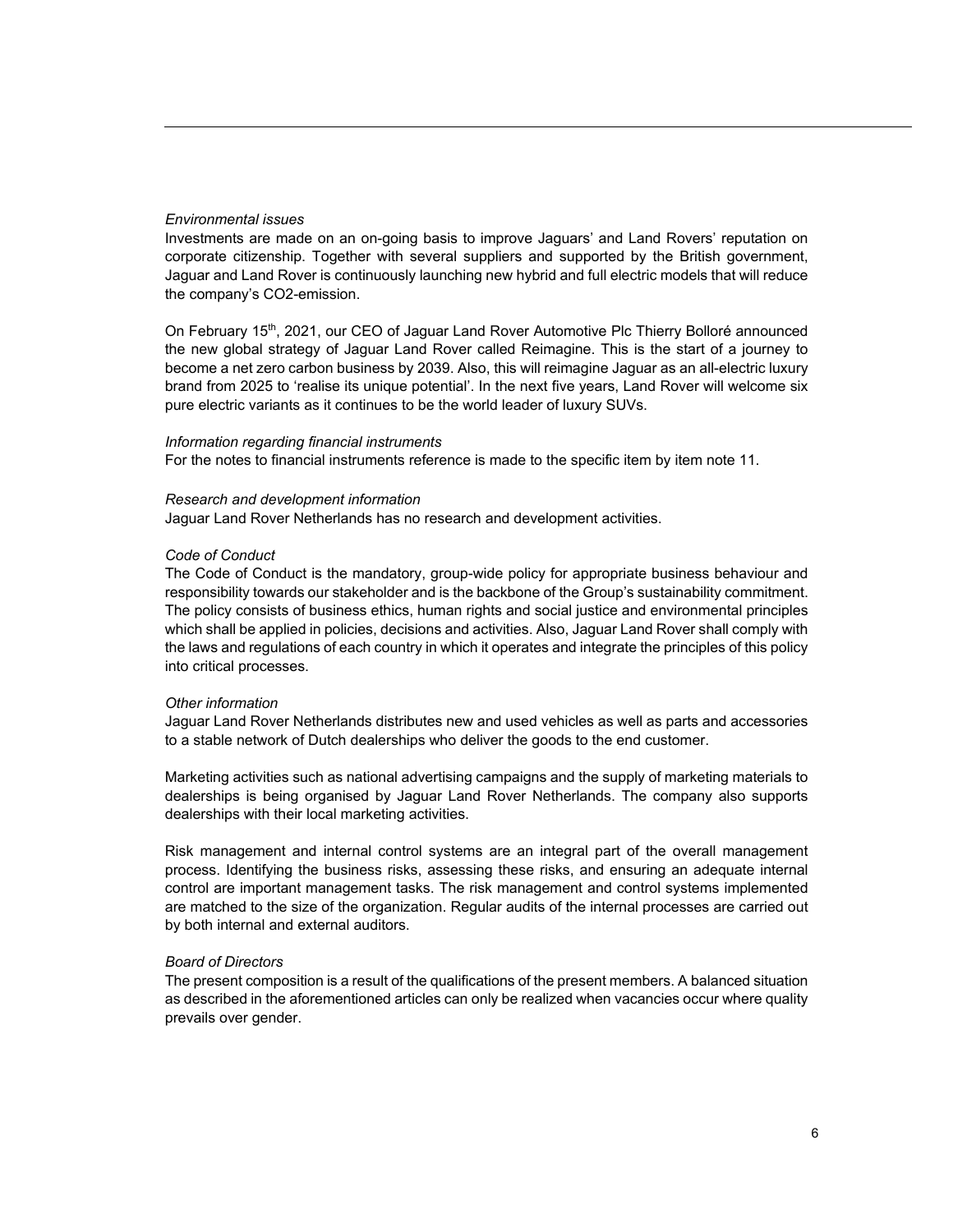*Environmental issues*

Investments are made on an on-going basis to improve Jaguars' and Land Rovers' reputation on corporate citizenship. Together with several suppliers and supported by the British government, Jaguar and Land Rover is continuously launching new hybrid and full electric models that will reduce the company's CO2-emission.

On February 15th, 2021, our CEO of Jaguar Land Rover Automotive Plc Thierry Bolloré announced the new global strategy of Jaguar Land Rover called Reimagine. This is the start of a journey to become a net zero carbon business by 2039. Also, this will reimagine Jaguar as an all-electric luxury brand from 2025 to 'realise its unique potential'. In the next five years, Land Rover will welcome six pure electric variants as it continues to be the world leader of luxury SUVs.

*Information regarding financial instruments*

For the notes to financial instruments reference is made to the specific item by item note 11.

*Research and development information*

Jaguar Land Rover Netherlands has no research and development activities.

*Code of Conduct*

The Code of Conduct is the mandatory, group-wide policy for appropriate business behaviour and responsibility towards our stakeholder and is the backbone of the Group's sustainability commitment. The policy consists of business ethics, human rights and social justice and environmental principles which shall be applied in policies, decisions and activities. Also, Jaguar Land Rover shall comply with the laws and regulations of each country in which it operates and integrate the principles of this policy into critical processes.

*Other information*

Jaguar Land Rover Netherlands distributes new and used vehicles as well as parts and accessories to a stable network of Dutch dealerships who deliver the goods to the end customer.

Marketing activities such as national advertising campaigns and the supply of marketing materials to dealerships is being organised by Jaguar Land Rover Netherlands. The company also supports dealerships with their local marketing activities.

Risk management and internal control systems are an integral part of the overall management process. Identifying the business risks, assessing these risks, and ensuring an adequate internal control are important management tasks. The risk management and control systems implemented are matched to the size of the organization. Regular audits of the internal processes are carried out by both internal and external auditors.

*Board of Directors*

The present composition is a result of the qualifications of the present members. A balanced situation as described in the aforementioned articles can only be realized when vacancies occur where quality prevails over gender.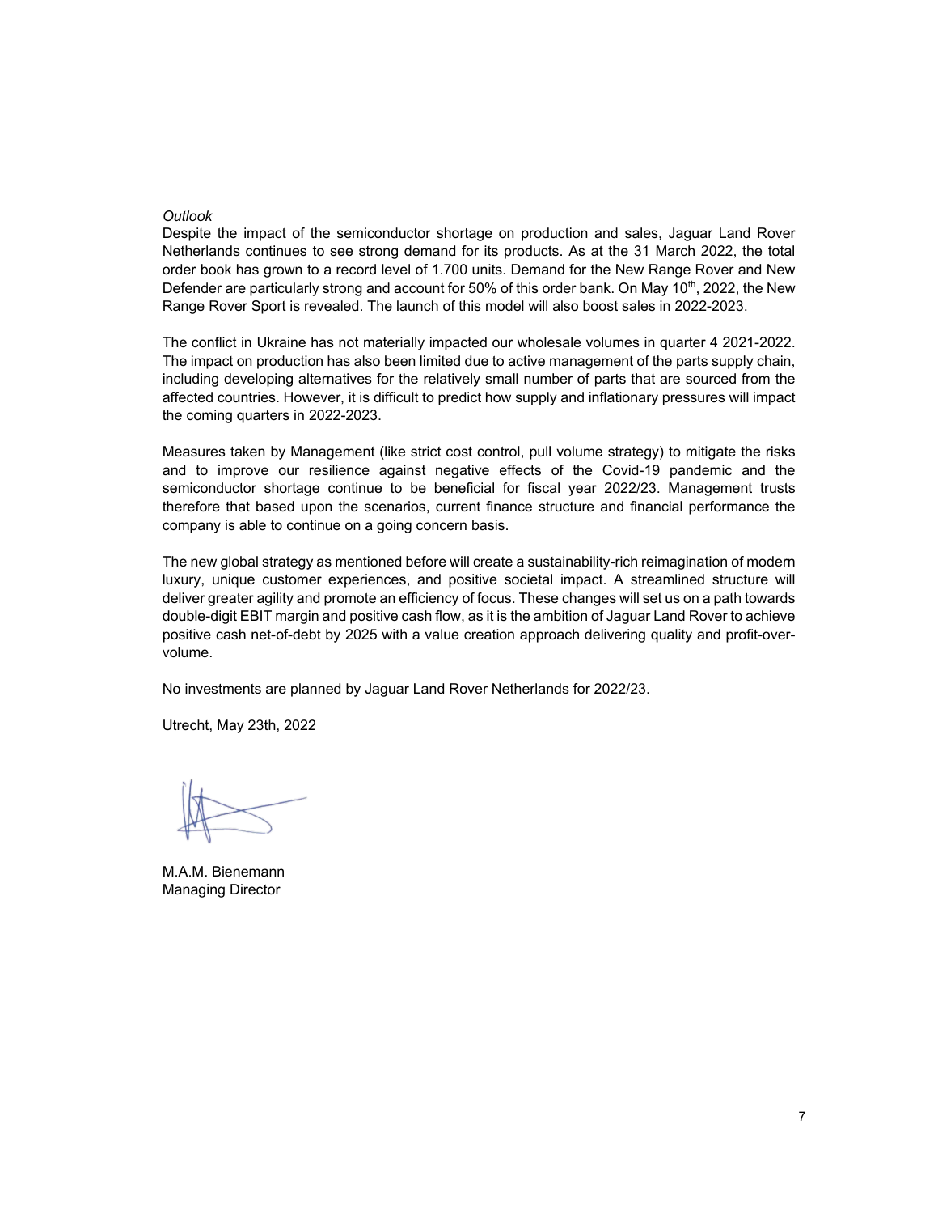*Outlook*

Despite the impact of the semiconductor shortage on production and sales, Jaguar Land Rover Netherlands continues to see strong demand for its products. As at the 31 March 2022, the total order book has grown to a record level of 1.700 units. Demand for the New Range Rover and New Defender are particularly strong and account for 50% of this order bank. On May 10th, 2022, the New Range Rover Sport is revealed. The launch of this model will also boost sales in 2022-2023.

The conflict in Ukraine has not materially impacted our wholesale volumes in quarter 4 2021-2022. The impact on production has also been limited due to active management of the parts supply chain, including developing alternatives for the relatively small number of parts that are sourced from the affected countries. However, it is difficult to predict how supply and inflationary pressures will impact the coming quarters in 2022-2023.

Measures taken by Management (like strict cost control, pull volume strategy) to mitigate the risks and to improve our resilience against negative effects of the Covid-19 pandemic and the semiconductor shortage continue to be beneficial for fiscal year 2022/23. Management trusts therefore that based upon the scenarios, current finance structure and financial performance the company is able to continue on a going concern basis.

The new global strategy as mentioned before will create a sustainability-rich reimagination of modern luxury, unique customer experiences, and positive societal impact. A streamlined structure will deliver greater agility and promote an efficiency of focus. These changes will set us on a path towards double-digit EBIT margin and positive cash flow, as it is the ambition of Jaguar Land Rover to achieve positive cash net-of-debt by 2025 with a value creation approach delivering quality and profit-over-volume.

No investments are planned by Jaguar Land Rover Netherlands for 2022/23.

Utrecht, May 23th, 2022

M.A.M. Bienemann
Managing Director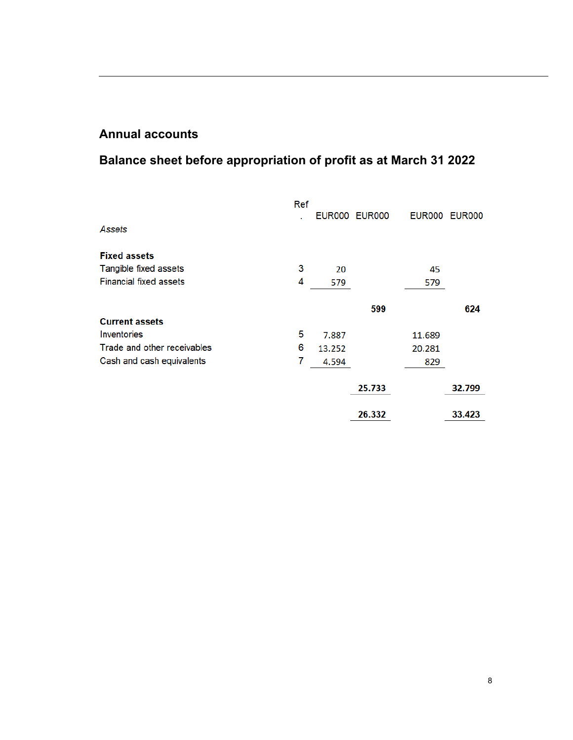# Annual accounts

## Balance sheet before appropriation of profit as at March 31 2022

| | Ref. | EUR000 | EUR000 | EUR000 | EUR000 |
|---|---|---|---|---|---|
| *Assets* | | | | | |
| **Fixed assets** | | | | | |
| Tangible fixed assets | 3 | 20 | | 45 | |
| Financial fixed assets | 4 | 579 | | 579 | |
| | | | **599** | | **624** |
| **Current assets** | | | | | |
| Inventories | 5 | 7.887 | | 11.689 | |
| Trade and other receivables | 6 | 13.252 | | 20.281 | |
| Cash and cash equivalents | 7 | 4.594 | | 829 | |
| | | | **25.733** | | **32.799** |
| | | | **26.332** | | **33.423** |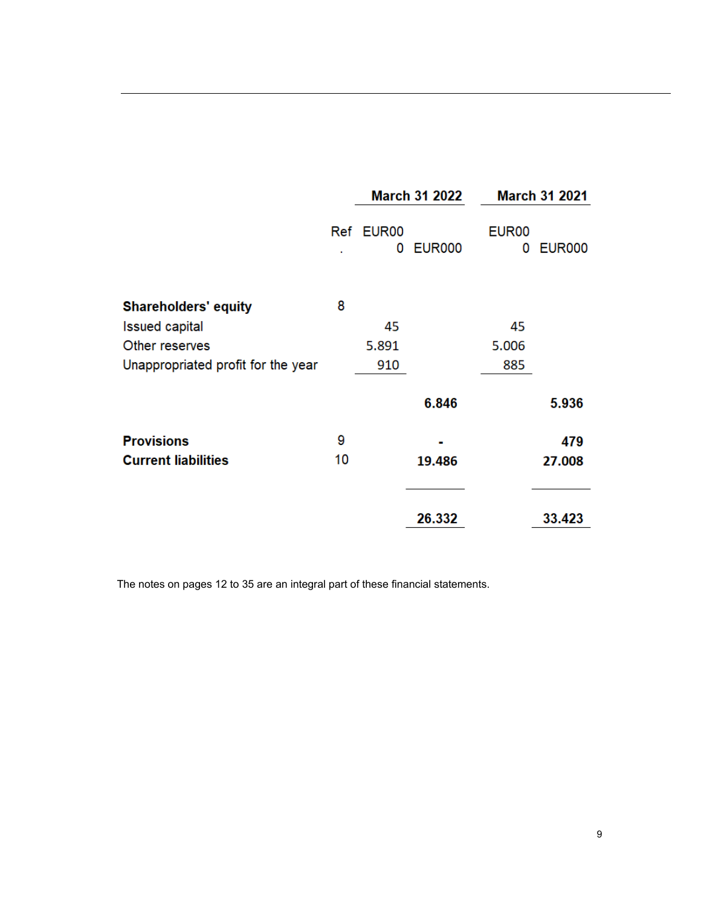| | Ref. | March 31 2022 | | March 31 2021 | |
|---|---|---|---|---|---|
| | | EUR000 | EUR000 | EUR000 | EUR000 |
| **Shareholders' equity** | 8 | | | | |
| Issued capital | | 45 | | 45 | |
| Other reserves | | 5.891 | | 5.006 | |
| Unappropriated profit for the year | | 910 | | 885 | |
| | | | **6.846** | | **5.936** |
| **Provisions** | 9 | | **-** | | **479** |
| **Current liabilities** | 10 | | **19.486** | | **27.008** |
| | | | **26.332** | | **33.423** |

The notes on pages 12 to 35 are an integral part of these financial statements.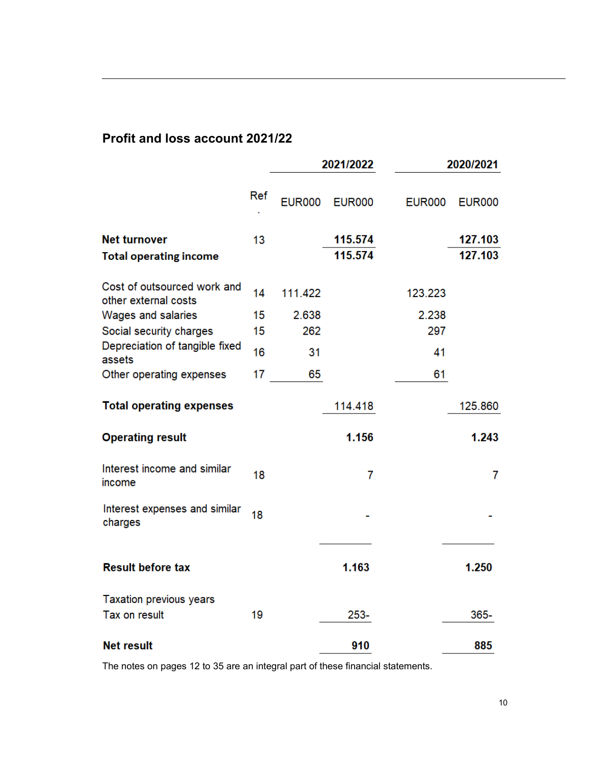## Profit and loss account 2021/22

| | Ref. | 2021/2022 | | 2020/2021 | |
|---|---|---|---|---|---|
| | | EUR000 | EUR000 | EUR000 | EUR000 |
| **Net turnover** | 13 | | **115.574** | | **127.103** |
| **Total operating income** | | | **115.574** | | **127.103** |
| Cost of outsourced work and other external costs | 14 | 111.422 | | 123.223 | |
| Wages and salaries | 15 | 2.638 | | 2.238 | |
| Social security charges | 15 | 262 | | 297 | |
| Depreciation of tangible fixed assets | 16 | 31 | | 41 | |
| Other operating expenses | 17 | 65 | | 61 | |
| **Total operating expenses** | | | 114.418 | | 125.860 |
| **Operating result** | | | **1.156** | | **1.243** |
| Interest income and similar income | 18 | | 7 | | 7 |
| Interest expenses and similar charges | 18 | | - | | - |
| **Result before tax** | | | **1.163** | | **1.250** |
| Taxation previous years | | | | | |
| Tax on result | 19 | | 253- | | 365- |
| **Net result** | | | **910** | | **885** |

The notes on pages 12 to 35 are an integral part of these financial statements.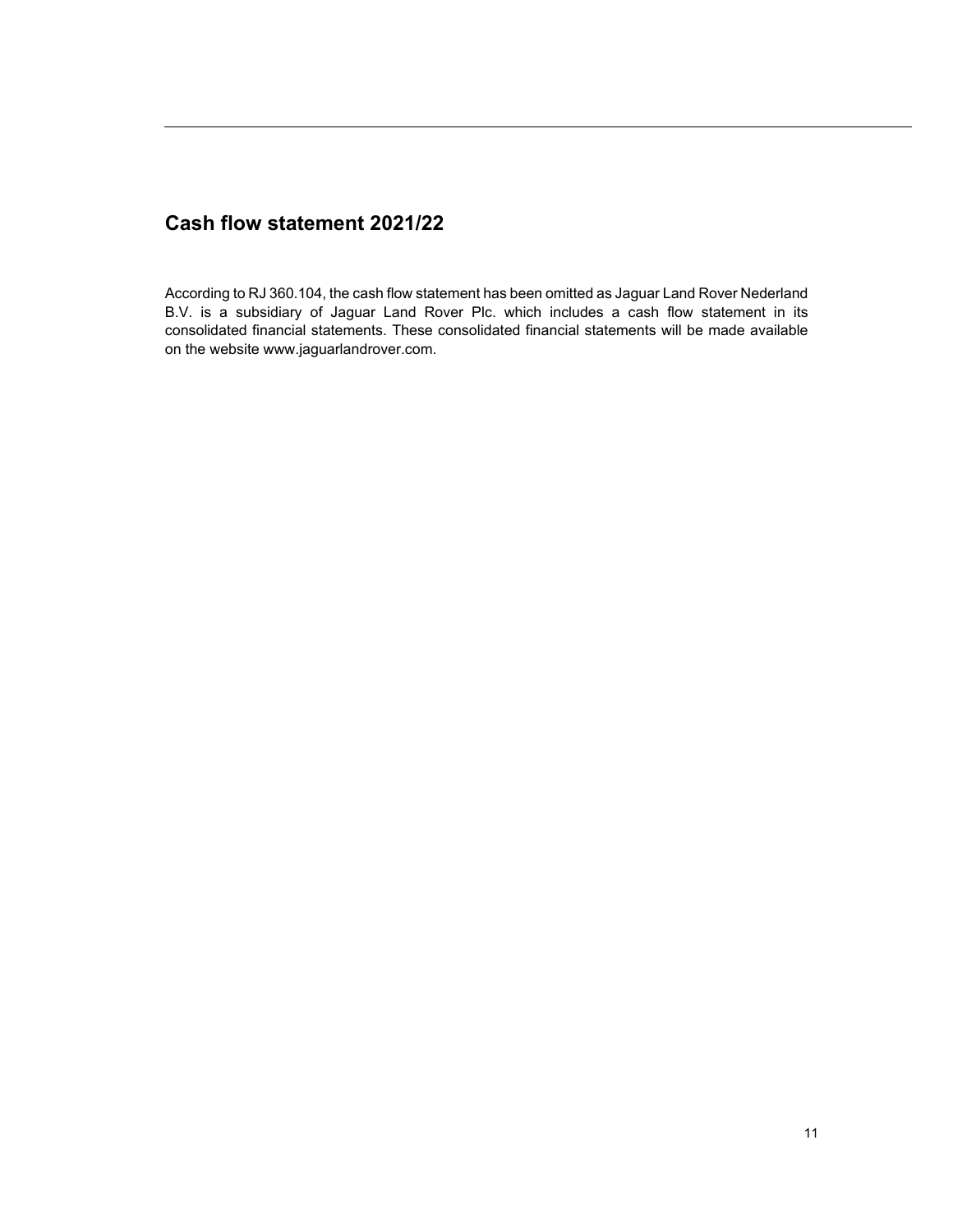## Cash flow statement 2021/22

According to RJ 360.104, the cash flow statement has been omitted as Jaguar Land Rover Nederland B.V. is a subsidiary of Jaguar Land Rover Plc. which includes a cash flow statement in its consolidated financial statements. These consolidated financial statements will be made available on the website www.jaguarlandrover.com.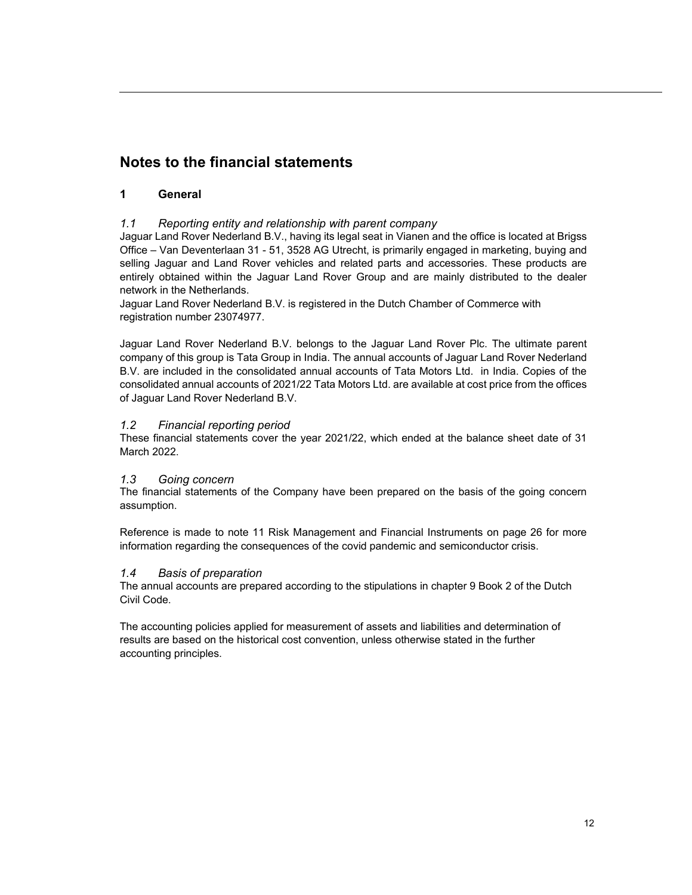# Notes to the financial statements

## 1 General

### *1.1 Reporting entity and relationship with parent company*

Jaguar Land Rover Nederland B.V., having its legal seat in Vianen and the office is located at Brigss Office – Van Deventerlaan 31 - 51, 3528 AG Utrecht, is primarily engaged in marketing, buying and selling Jaguar and Land Rover vehicles and related parts and accessories. These products are entirely obtained within the Jaguar Land Rover Group and are mainly distributed to the dealer network in the Netherlands.

Jaguar Land Rover Nederland B.V. is registered in the Dutch Chamber of Commerce with registration number 23074977.

Jaguar Land Rover Nederland B.V. belongs to the Jaguar Land Rover Plc. The ultimate parent company of this group is Tata Group in India. The annual accounts of Jaguar Land Rover Nederland B.V. are included in the consolidated annual accounts of Tata Motors Ltd. in India. Copies of the consolidated annual accounts of 2021/22 Tata Motors Ltd. are available at cost price from the offices of Jaguar Land Rover Nederland B.V.

### *1.2 Financial reporting period*

These financial statements cover the year 2021/22, which ended at the balance sheet date of 31 March 2022.

### *1.3 Going concern*

The financial statements of the Company have been prepared on the basis of the going concern assumption.

Reference is made to note 11 Risk Management and Financial Instruments on page 26 for more information regarding the consequences of the covid pandemic and semiconductor crisis.

### *1.4 Basis of preparation*

The annual accounts are prepared according to the stipulations in chapter 9 Book 2 of the Dutch Civil Code.

The accounting policies applied for measurement of assets and liabilities and determination of results are based on the historical cost convention, unless otherwise stated in the further accounting principles.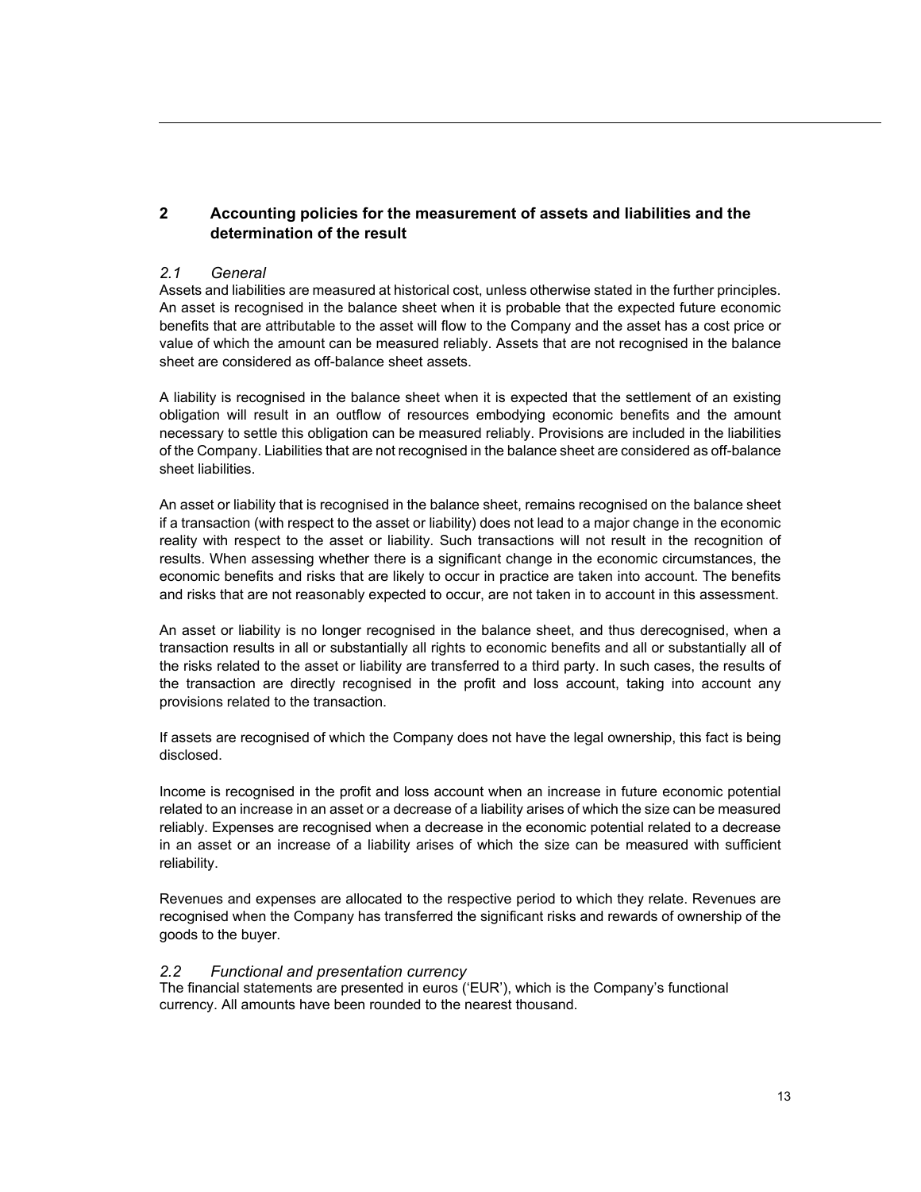## 2 Accounting policies for the measurement of assets and liabilities and the determination of the result

### *2.1 General*

Assets and liabilities are measured at historical cost, unless otherwise stated in the further principles. An asset is recognised in the balance sheet when it is probable that the expected future economic benefits that are attributable to the asset will flow to the Company and the asset has a cost price or value of which the amount can be measured reliably. Assets that are not recognised in the balance sheet are considered as off-balance sheet assets.

A liability is recognised in the balance sheet when it is expected that the settlement of an existing obligation will result in an outflow of resources embodying economic benefits and the amount necessary to settle this obligation can be measured reliably. Provisions are included in the liabilities of the Company. Liabilities that are not recognised in the balance sheet are considered as off-balance sheet liabilities.

An asset or liability that is recognised in the balance sheet, remains recognised on the balance sheet if a transaction (with respect to the asset or liability) does not lead to a major change in the economic reality with respect to the asset or liability. Such transactions will not result in the recognition of results. When assessing whether there is a significant change in the economic circumstances, the economic benefits and risks that are likely to occur in practice are taken into account. The benefits and risks that are not reasonably expected to occur, are not taken in to account in this assessment.

An asset or liability is no longer recognised in the balance sheet, and thus derecognised, when a transaction results in all or substantially all rights to economic benefits and all or substantially all of the risks related to the asset or liability are transferred to a third party. In such cases, the results of the transaction are directly recognised in the profit and loss account, taking into account any provisions related to the transaction.

If assets are recognised of which the Company does not have the legal ownership, this fact is being disclosed.

Income is recognised in the profit and loss account when an increase in future economic potential related to an increase in an asset or a decrease of a liability arises of which the size can be measured reliably. Expenses are recognised when a decrease in the economic potential related to a decrease in an asset or an increase of a liability arises of which the size can be measured with sufficient reliability.

Revenues and expenses are allocated to the respective period to which they relate. Revenues are recognised when the Company has transferred the significant risks and rewards of ownership of the goods to the buyer.

### *2.2 Functional and presentation currency*

The financial statements are presented in euros ('EUR'), which is the Company's functional currency. All amounts have been rounded to the nearest thousand.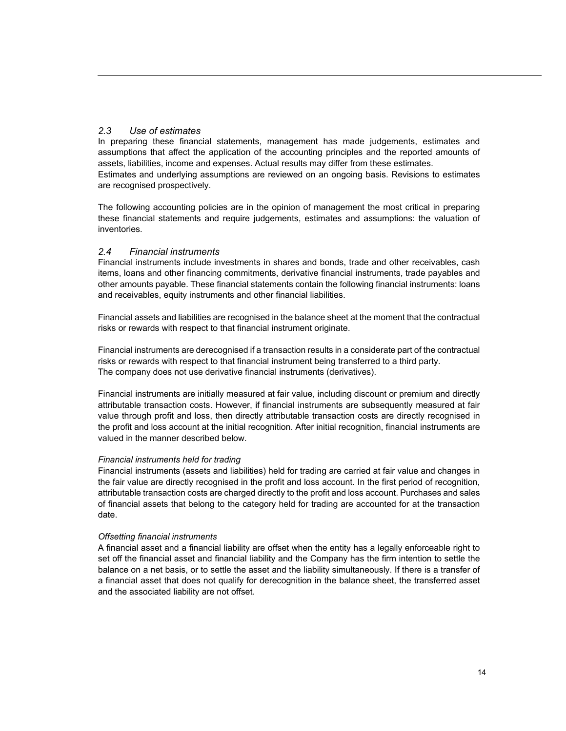### *2.3 Use of estimates*

In preparing these financial statements, management has made judgements, estimates and assumptions that affect the application of the accounting principles and the reported amounts of assets, liabilities, income and expenses. Actual results may differ from these estimates.
Estimates and underlying assumptions are reviewed on an ongoing basis. Revisions to estimates are recognised prospectively.

The following accounting policies are in the opinion of management the most critical in preparing these financial statements and require judgements, estimates and assumptions: the valuation of inventories.

### *2.4 Financial instruments*

Financial instruments include investments in shares and bonds, trade and other receivables, cash items, loans and other financing commitments, derivative financial instruments, trade payables and other amounts payable. These financial statements contain the following financial instruments: loans and receivables, equity instruments and other financial liabilities.

Financial assets and liabilities are recognised in the balance sheet at the moment that the contractual risks or rewards with respect to that financial instrument originate.

Financial instruments are derecognised if a transaction results in a considerate part of the contractual risks or rewards with respect to that financial instrument being transferred to a third party.
The company does not use derivative financial instruments (derivatives).

Financial instruments are initially measured at fair value, including discount or premium and directly attributable transaction costs. However, if financial instruments are subsequently measured at fair value through profit and loss, then directly attributable transaction costs are directly recognised in the profit and loss account at the initial recognition. After initial recognition, financial instruments are valued in the manner described below.

*Financial instruments held for trading*

Financial instruments (assets and liabilities) held for trading are carried at fair value and changes in the fair value are directly recognised in the profit and loss account. In the first period of recognition, attributable transaction costs are charged directly to the profit and loss account. Purchases and sales of financial assets that belong to the category held for trading are accounted for at the transaction date.

*Offsetting financial instruments*

A financial asset and a financial liability are offset when the entity has a legally enforceable right to set off the financial asset and financial liability and the Company has the firm intention to settle the balance on a net basis, or to settle the asset and the liability simultaneously. If there is a transfer of a financial asset that does not qualify for derecognition in the balance sheet, the transferred asset and the associated liability are not offset.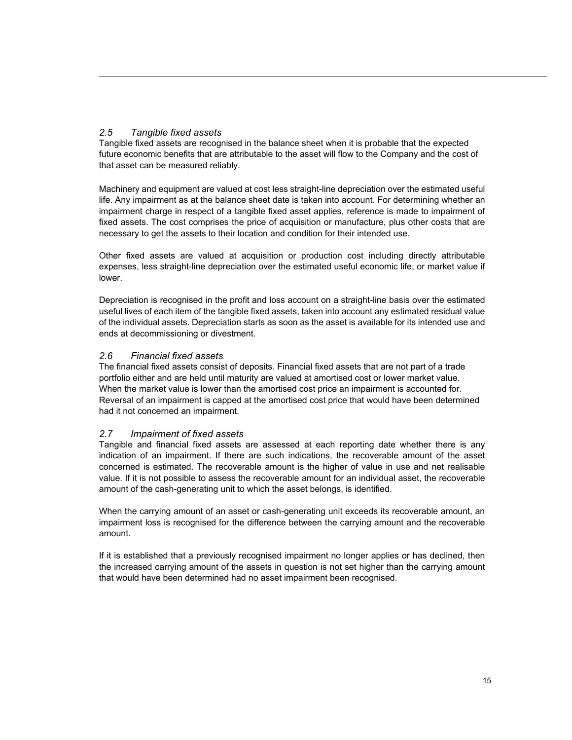### *2.5 Tangible fixed assets*

Tangible fixed assets are recognised in the balance sheet when it is probable that the expected future economic benefits that are attributable to the asset will flow to the Company and the cost of that asset can be measured reliably.

Machinery and equipment are valued at cost less straight-line depreciation over the estimated useful life. Any impairment as at the balance sheet date is taken into account. For determining whether an impairment charge in respect of a tangible fixed asset applies, reference is made to impairment of fixed assets. The cost comprises the price of acquisition or manufacture, plus other costs that are necessary to get the assets to their location and condition for their intended use.

Other fixed assets are valued at acquisition or production cost including directly attributable expenses, less straight-line depreciation over the estimated useful economic life, or market value if lower.

Depreciation is recognised in the profit and loss account on a straight-line basis over the estimated useful lives of each item of the tangible fixed assets, taken into account any estimated residual value of the individual assets. Depreciation starts as soon as the asset is available for its intended use and ends at decommissioning or divestment.

### *2.6 Financial fixed assets*

The financial fixed assets consist of deposits. Financial fixed assets that are not part of a trade portfolio either and are held until maturity are valued at amortised cost or lower market value. When the market value is lower than the amortised cost price an impairment is accounted for. Reversal of an impairment is capped at the amortised cost price that would have been determined had it not concerned an impairment.

### *2.7 Impairment of fixed assets*

Tangible and financial fixed assets are assessed at each reporting date whether there is any indication of an impairment. If there are such indications, the recoverable amount of the asset concerned is estimated. The recoverable amount is the higher of value in use and net realisable value. If it is not possible to assess the recoverable amount for an individual asset, the recoverable amount of the cash-generating unit to which the asset belongs, is identified.

When the carrying amount of an asset or cash-generating unit exceeds its recoverable amount, an impairment loss is recognised for the difference between the carrying amount and the recoverable amount.

If it is established that a previously recognised impairment no longer applies or has declined, then the increased carrying amount of the assets in question is not set higher than the carrying amount that would have been determined had no asset impairment been recognised.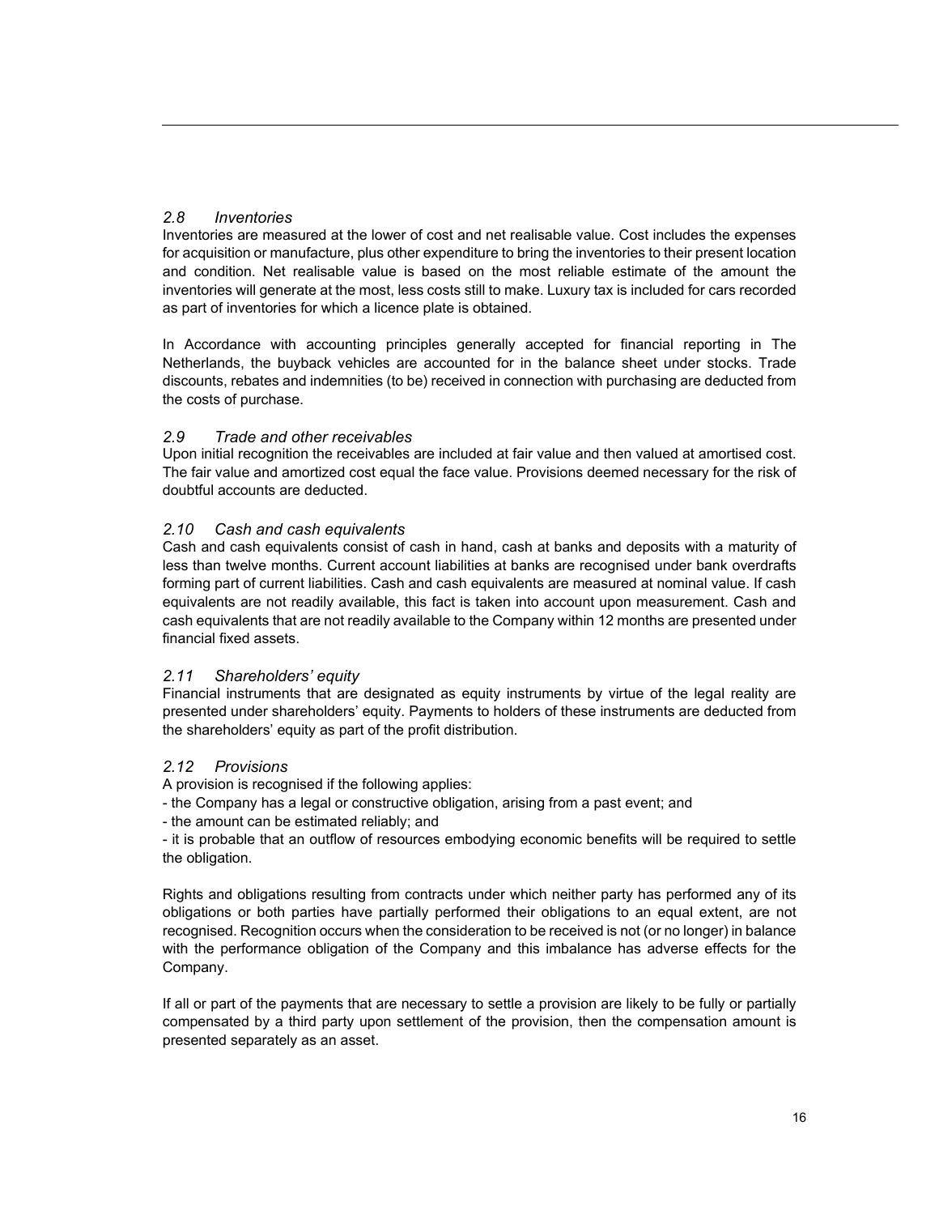### *2.8 Inventories*

Inventories are measured at the lower of cost and net realisable value. Cost includes the expenses for acquisition or manufacture, plus other expenditure to bring the inventories to their present location and condition. Net realisable value is based on the most reliable estimate of the amount the inventories will generate at the most, less costs still to make. Luxury tax is included for cars recorded as part of inventories for which a licence plate is obtained.

In Accordance with accounting principles generally accepted for financial reporting in The Netherlands, the buyback vehicles are accounted for in the balance sheet under stocks. Trade discounts, rebates and indemnities (to be) received in connection with purchasing are deducted from the costs of purchase.

### *2.9 Trade and other receivables*

Upon initial recognition the receivables are included at fair value and then valued at amortised cost. The fair value and amortized cost equal the face value. Provisions deemed necessary for the risk of doubtful accounts are deducted.

### *2.10 Cash and cash equivalents*

Cash and cash equivalents consist of cash in hand, cash at banks and deposits with a maturity of less than twelve months. Current account liabilities at banks are recognised under bank overdrafts forming part of current liabilities. Cash and cash equivalents are measured at nominal value. If cash equivalents are not readily available, this fact is taken into account upon measurement. Cash and cash equivalents that are not readily available to the Company within 12 months are presented under financial fixed assets.

### *2.11 Shareholders' equity*

Financial instruments that are designated as equity instruments by virtue of the legal reality are presented under shareholders' equity. Payments to holders of these instruments are deducted from the shareholders' equity as part of the profit distribution.

### *2.12 Provisions*

A provision is recognised if the following applies:

- the Company has a legal or constructive obligation, arising from a past event; and
- the amount can be estimated reliably; and
- it is probable that an outflow of resources embodying economic benefits will be required to settle the obligation.

Rights and obligations resulting from contracts under which neither party has performed any of its obligations or both parties have partially performed their obligations to an equal extent, are not recognised. Recognition occurs when the consideration to be received is not (or no longer) in balance with the performance obligation of the Company and this imbalance has adverse effects for the Company.

If all or part of the payments that are necessary to settle a provision are likely to be fully or partially compensated by a third party upon settlement of the provision, then the compensation amount is presented separately as an asset.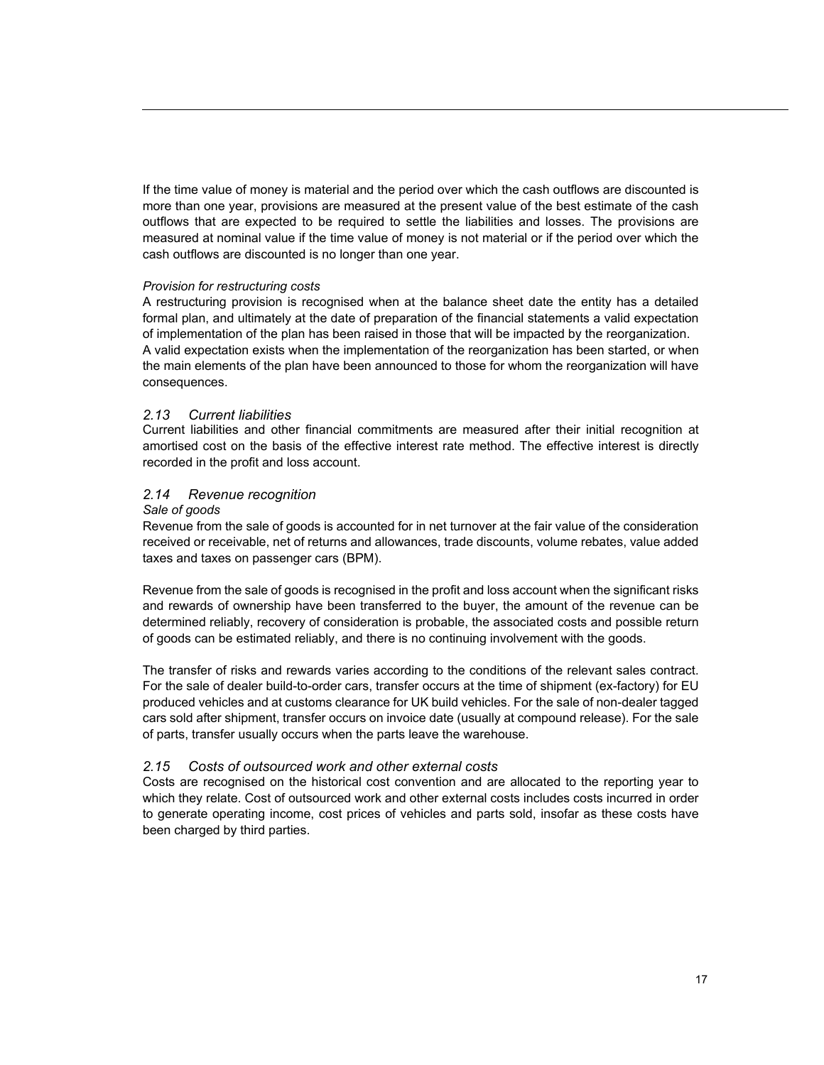If the time value of money is material and the period over which the cash outflows are discounted is more than one year, provisions are measured at the present value of the best estimate of the cash outflows that are expected to be required to settle the liabilities and losses. The provisions are measured at nominal value if the time value of money is not material or if the period over which the cash outflows are discounted is no longer than one year.

*Provision for restructuring costs*

A restructuring provision is recognised when at the balance sheet date the entity has a detailed formal plan, and ultimately at the date of preparation of the financial statements a valid expectation of implementation of the plan has been raised in those that will be impacted by the reorganization. A valid expectation exists when the implementation of the reorganization has been started, or when the main elements of the plan have been announced to those for whom the reorganization will have consequences.

### *2.13 Current liabilities*

Current liabilities and other financial commitments are measured after their initial recognition at amortised cost on the basis of the effective interest rate method. The effective interest is directly recorded in the profit and loss account.

### *2.14 Revenue recognition*

*Sale of goods*

Revenue from the sale of goods is accounted for in net turnover at the fair value of the consideration received or receivable, net of returns and allowances, trade discounts, volume rebates, value added taxes and taxes on passenger cars (BPM).

Revenue from the sale of goods is recognised in the profit and loss account when the significant risks and rewards of ownership have been transferred to the buyer, the amount of the revenue can be determined reliably, recovery of consideration is probable, the associated costs and possible return of goods can be estimated reliably, and there is no continuing involvement with the goods.

The transfer of risks and rewards varies according to the conditions of the relevant sales contract. For the sale of dealer build-to-order cars, transfer occurs at the time of shipment (ex-factory) for EU produced vehicles and at customs clearance for UK build vehicles. For the sale of non-dealer tagged cars sold after shipment, transfer occurs on invoice date (usually at compound release). For the sale of parts, transfer usually occurs when the parts leave the warehouse.

### *2.15 Costs of outsourced work and other external costs*

Costs are recognised on the historical cost convention and are allocated to the reporting year to which they relate. Cost of outsourced work and other external costs includes costs incurred in order to generate operating income, cost prices of vehicles and parts sold, insofar as these costs have been charged by third parties.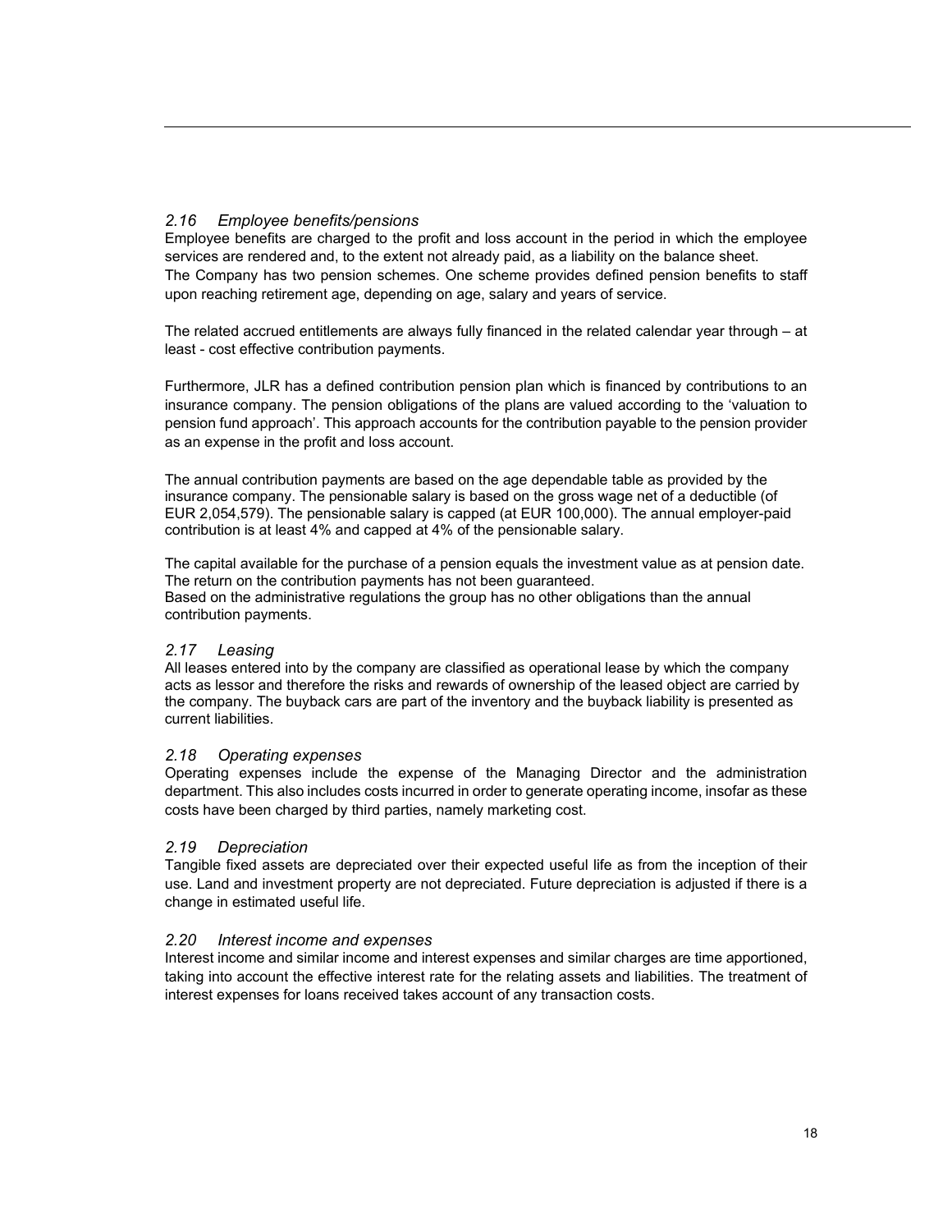### *2.16 Employee benefits/pensions*

Employee benefits are charged to the profit and loss account in the period in which the employee services are rendered and, to the extent not already paid, as a liability on the balance sheet.
The Company has two pension schemes. One scheme provides defined pension benefits to staff upon reaching retirement age, depending on age, salary and years of service.

The related accrued entitlements are always fully financed in the related calendar year through – at least - cost effective contribution payments.

Furthermore, JLR has a defined contribution pension plan which is financed by contributions to an insurance company. The pension obligations of the plans are valued according to the 'valuation to pension fund approach'. This approach accounts for the contribution payable to the pension provider as an expense in the profit and loss account.

The annual contribution payments are based on the age dependable table as provided by the insurance company. The pensionable salary is based on the gross wage net of a deductible (of EUR 2,054,579). The pensionable salary is capped (at EUR 100,000). The annual employer-paid contribution is at least 4% and capped at 4% of the pensionable salary.

The capital available for the purchase of a pension equals the investment value as at pension date. The return on the contribution payments has not been guaranteed.
Based on the administrative regulations the group has no other obligations than the annual contribution payments.

### *2.17 Leasing*

All leases entered into by the company are classified as operational lease by which the company acts as lessor and therefore the risks and rewards of ownership of the leased object are carried by the company. The buyback cars are part of the inventory and the buyback liability is presented as current liabilities.

### *2.18 Operating expenses*

Operating expenses include the expense of the Managing Director and the administration department. This also includes costs incurred in order to generate operating income, insofar as these costs have been charged by third parties, namely marketing cost.

### *2.19 Depreciation*

Tangible fixed assets are depreciated over their expected useful life as from the inception of their use. Land and investment property are not depreciated. Future depreciation is adjusted if there is a change in estimated useful life.

### *2.20 Interest income and expenses*

Interest income and similar income and interest expenses and similar charges are time apportioned, taking into account the effective interest rate for the relating assets and liabilities. The treatment of interest expenses for loans received takes account of any transaction costs.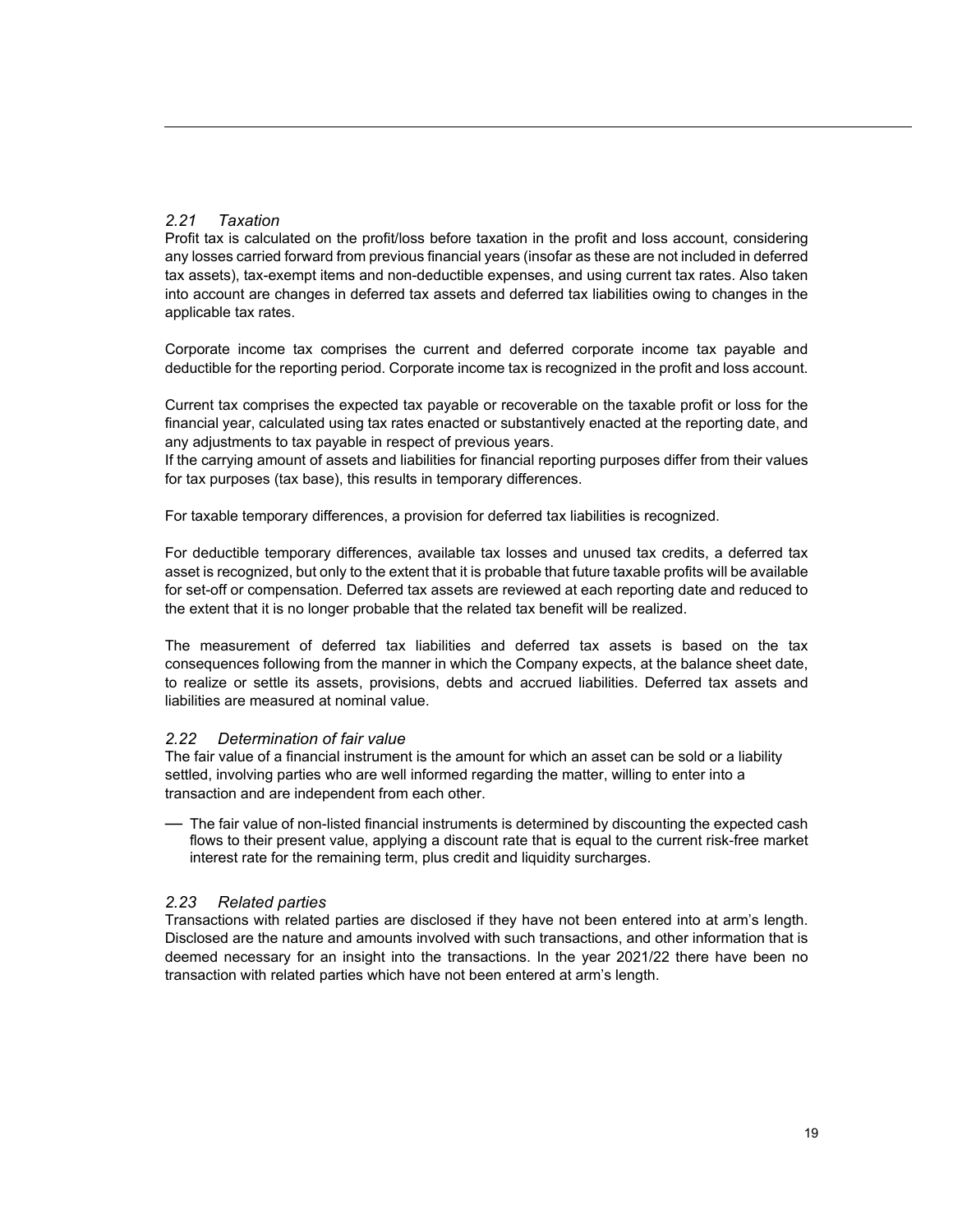### *2.21 Taxation*

Profit tax is calculated on the profit/loss before taxation in the profit and loss account, considering any losses carried forward from previous financial years (insofar as these are not included in deferred tax assets), tax-exempt items and non-deductible expenses, and using current tax rates. Also taken into account are changes in deferred tax assets and deferred tax liabilities owing to changes in the applicable tax rates.

Corporate income tax comprises the current and deferred corporate income tax payable and deductible for the reporting period. Corporate income tax is recognized in the profit and loss account.

Current tax comprises the expected tax payable or recoverable on the taxable profit or loss for the financial year, calculated using tax rates enacted or substantively enacted at the reporting date, and any adjustments to tax payable in respect of previous years.
If the carrying amount of assets and liabilities for financial reporting purposes differ from their values for tax purposes (tax base), this results in temporary differences.

For taxable temporary differences, a provision for deferred tax liabilities is recognized.

For deductible temporary differences, available tax losses and unused tax credits, a deferred tax asset is recognized, but only to the extent that it is probable that future taxable profits will be available for set-off or compensation. Deferred tax assets are reviewed at each reporting date and reduced to the extent that it is no longer probable that the related tax benefit will be realized.

The measurement of deferred tax liabilities and deferred tax assets is based on the tax consequences following from the manner in which the Company expects, at the balance sheet date, to realize or settle its assets, provisions, debts and accrued liabilities. Deferred tax assets and liabilities are measured at nominal value.

### *2.22 Determination of fair value*

The fair value of a financial instrument is the amount for which an asset can be sold or a liability settled, involving parties who are well informed regarding the matter, willing to enter into a transaction and are independent from each other.

- The fair value of non-listed financial instruments is determined by discounting the expected cash flows to their present value, applying a discount rate that is equal to the current risk-free market interest rate for the remaining term, plus credit and liquidity surcharges.

### *2.23 Related parties*

Transactions with related parties are disclosed if they have not been entered into at arm's length. Disclosed are the nature and amounts involved with such transactions, and other information that is deemed necessary for an insight into the transactions. In the year 2021/22 there have been no transaction with related parties which have not been entered at arm's length.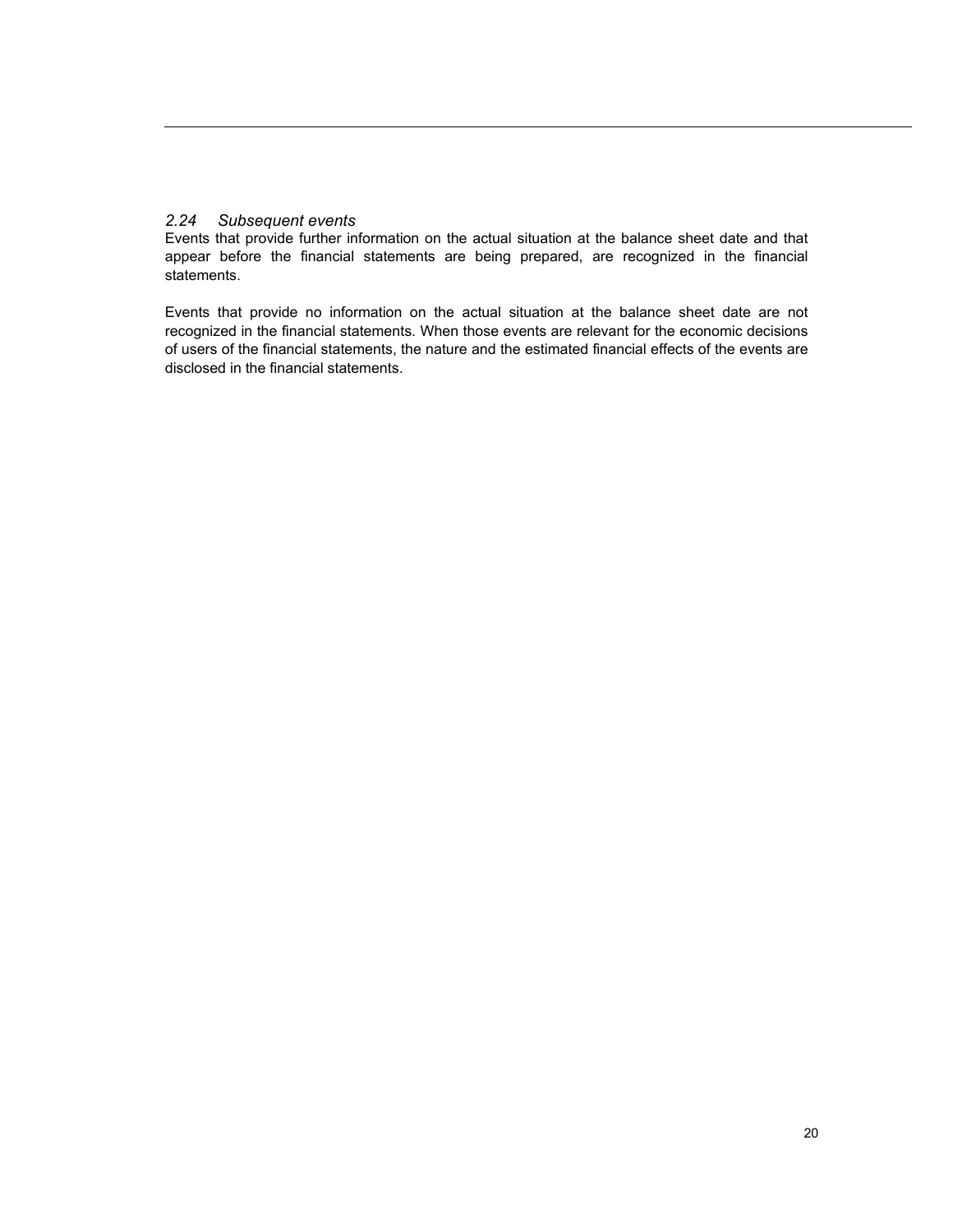### *2.24 Subsequent events*

Events that provide further information on the actual situation at the balance sheet date and that appear before the financial statements are being prepared, are recognized in the financial statements.

Events that provide no information on the actual situation at the balance sheet date are not recognized in the financial statements. When those events are relevant for the economic decisions of users of the financial statements, the nature and the estimated financial effects of the events are disclosed in the financial statements.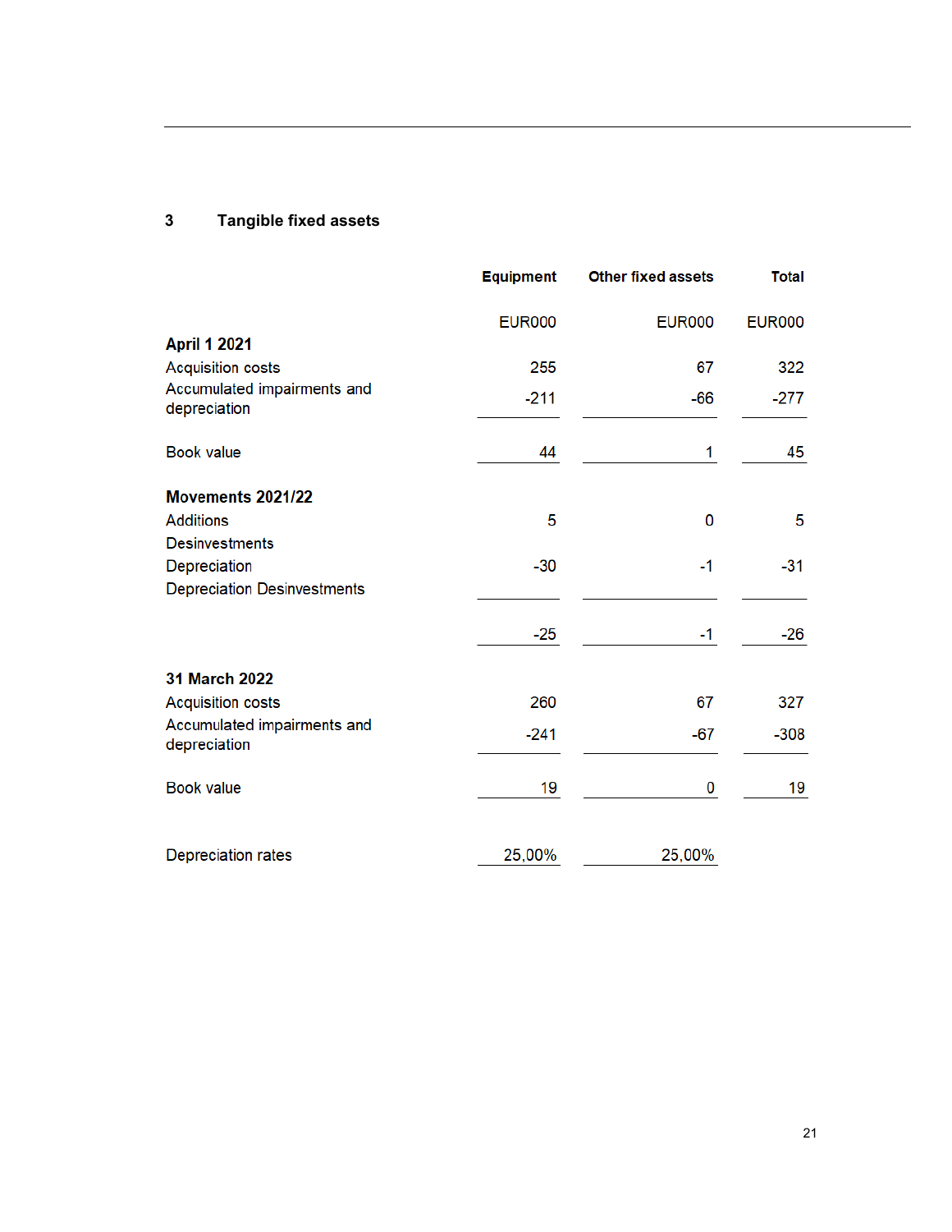## 3 Tangible fixed assets

| | Equipment | Other fixed assets | Total |
|---|---|---|---|
| | EUR000 | EUR000 | EUR000 |
| **April 1 2021** | | | |
| Acquisition costs | 255 | 67 | 322 |
| Accumulated impairments and depreciation | -211 | -66 | -277 |
| Book value | 44 | 1 | 45 |
| **Movements 2021/22** | | | |
| Additions | 5 | 0 | 5 |
| Desinvestments | | | |
| Depreciation | -30 | -1 | -31 |
| Depreciation Desinvestments | | | |
| | -25 | -1 | -26 |
| **31 March 2022** | | | |
| Acquisition costs | 260 | 67 | 327 |
| Accumulated impairments and depreciation | -241 | -67 | -308 |
| Book value | 19 | 0 | 19 |
| Depreciation rates | 25,00% | 25,00% | |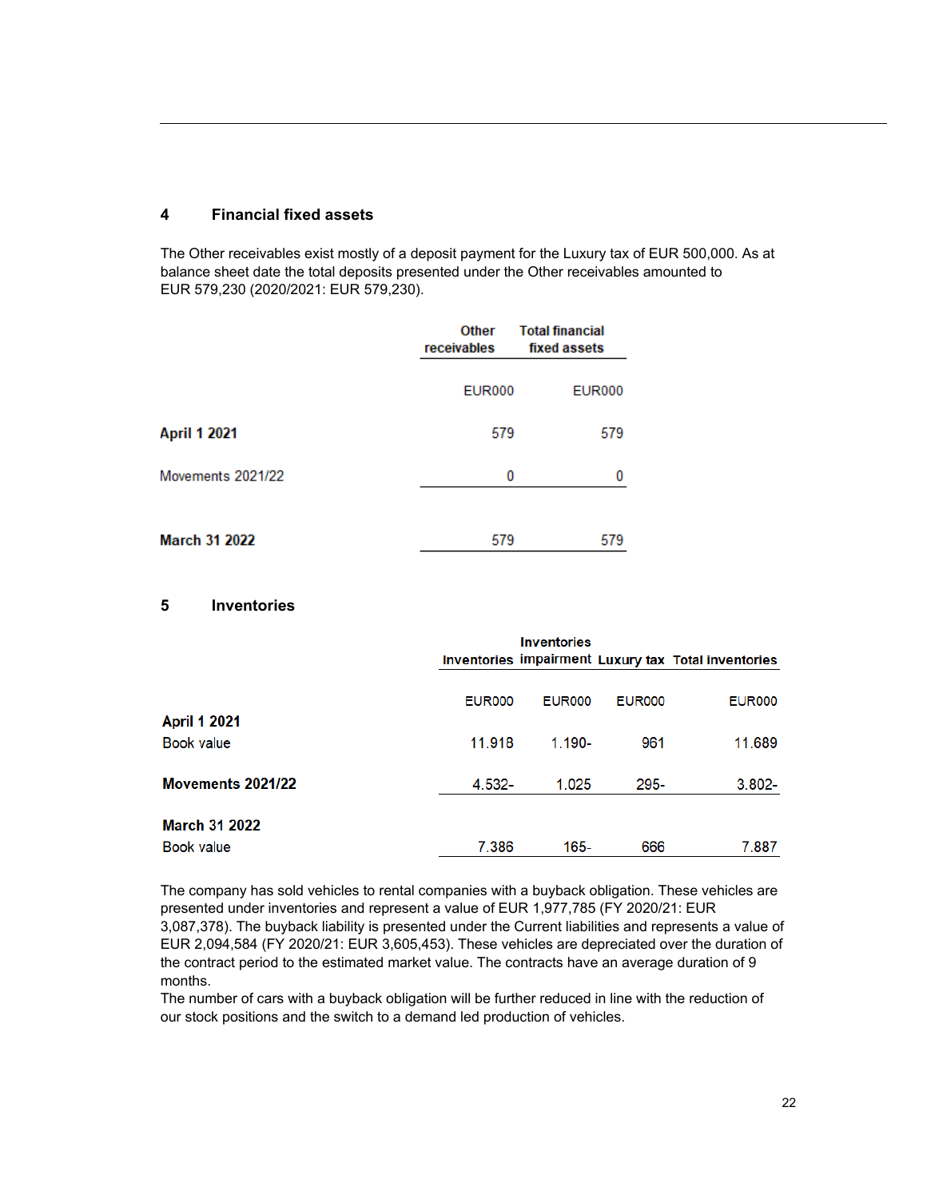## 4 Financial fixed assets

The Other receivables exist mostly of a deposit payment for the Luxury tax of EUR 500,000. As at balance sheet date the total deposits presented under the Other receivables amounted to EUR 579,230 (2020/2021: EUR 579,230).

| | Other receivables | Total financial fixed assets |
|---|---|---|
| | EUR000 | EUR000 |
| **April 1 2021** | 579 | 579 |
| Movements 2021/22 | 0 | 0 |
| **March 31 2022** | 579 | 579 |

## 5 Inventories

| | Inventories | Inventories impairment | Luxury tax | Total inventories |
|---|---|---|---|---|
| | EUR000 | EUR000 | EUR000 | EUR000 |
| **April 1 2021** | | | | |
| Book value | 11.918 | 1.190- | 961 | 11.689 |
| **Movements 2021/22** | 4.532- | 1.025 | 295- | 3.802- |
| **March 31 2022** | | | | |
| Book value | 7.386 | 165- | 666 | 7.887 |

The company has sold vehicles to rental companies with a buyback obligation. These vehicles are presented under inventories and represent a value of EUR 1,977,785 (FY 2020/21: EUR 3,087,378). The buyback liability is presented under the Current liabilities and represents a value of EUR 2,094,584 (FY 2020/21: EUR 3,605,453). These vehicles are depreciated over the duration of the contract period to the estimated market value. The contracts have an average duration of 9 months.
The number of cars with a buyback obligation will be further reduced in line with the reduction of our stock positions and the switch to a demand led production of vehicles.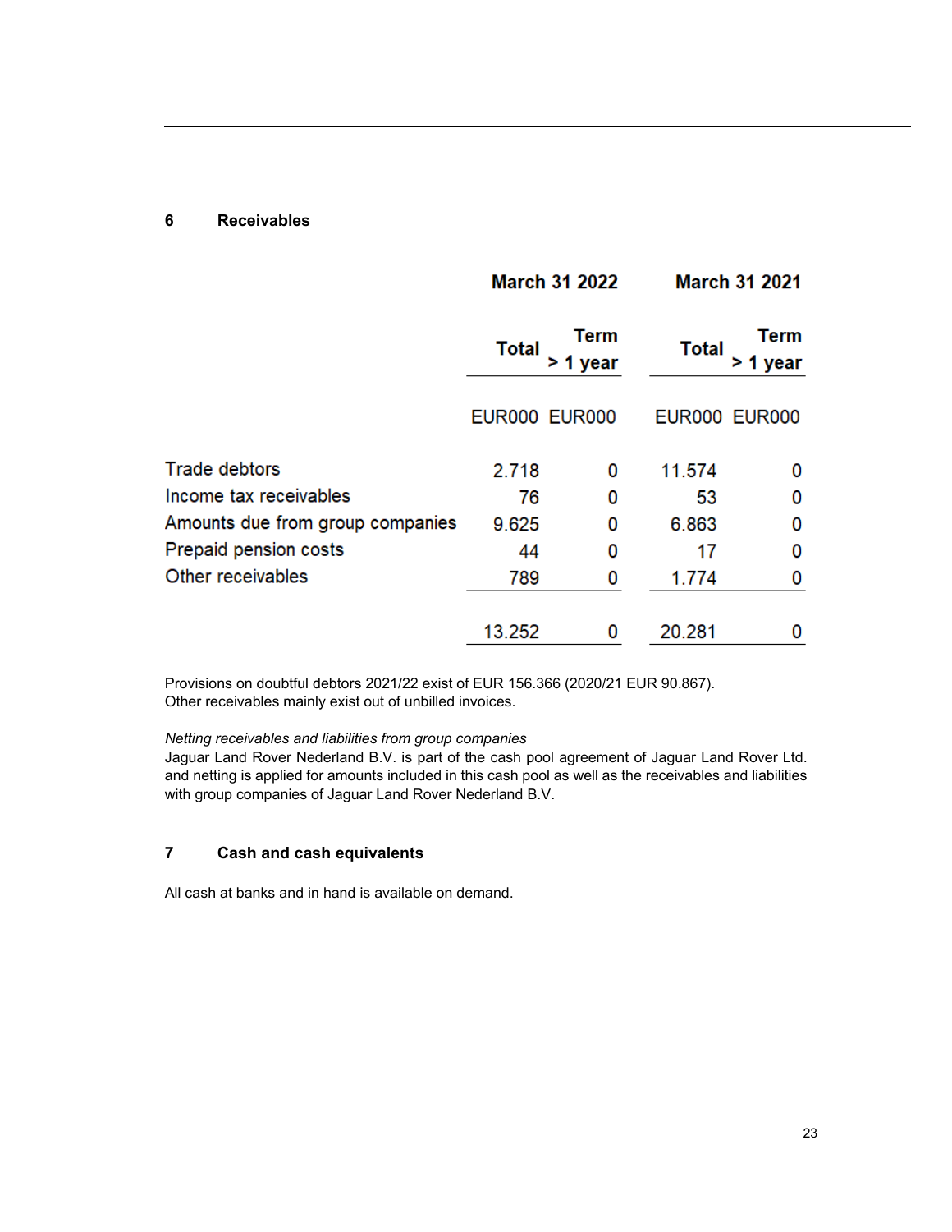## 6 Receivables

| | March 31 2022 | | March 31 2021 | |
|---|---|---|---|---|
| | Total | Term > 1 year | Total | Term > 1 year |
| | EUR000 | EUR000 | EUR000 | EUR000 |
| Trade debtors | 2.718 | 0 | 11.574 | 0 |
| Income tax receivables | 76 | 0 | 53 | 0 |
| Amounts due from group companies | 9.625 | 0 | 6.863 | 0 |
| Prepaid pension costs | 44 | 0 | 17 | 0 |
| Other receivables | 789 | 0 | 1.774 | 0 |
| | 13.252 | 0 | 20.281 | 0 |

Provisions on doubtful debtors 2021/22 exist of EUR 156.366 (2020/21 EUR 90.867).
Other receivables mainly exist out of unbilled invoices.

*Netting receivables and liabilities from group companies*
Jaguar Land Rover Nederland B.V. is part of the cash pool agreement of Jaguar Land Rover Ltd. and netting is applied for amounts included in this cash pool as well as the receivables and liabilities with group companies of Jaguar Land Rover Nederland B.V.

## 7 Cash and cash equivalents

All cash at banks and in hand is available on demand.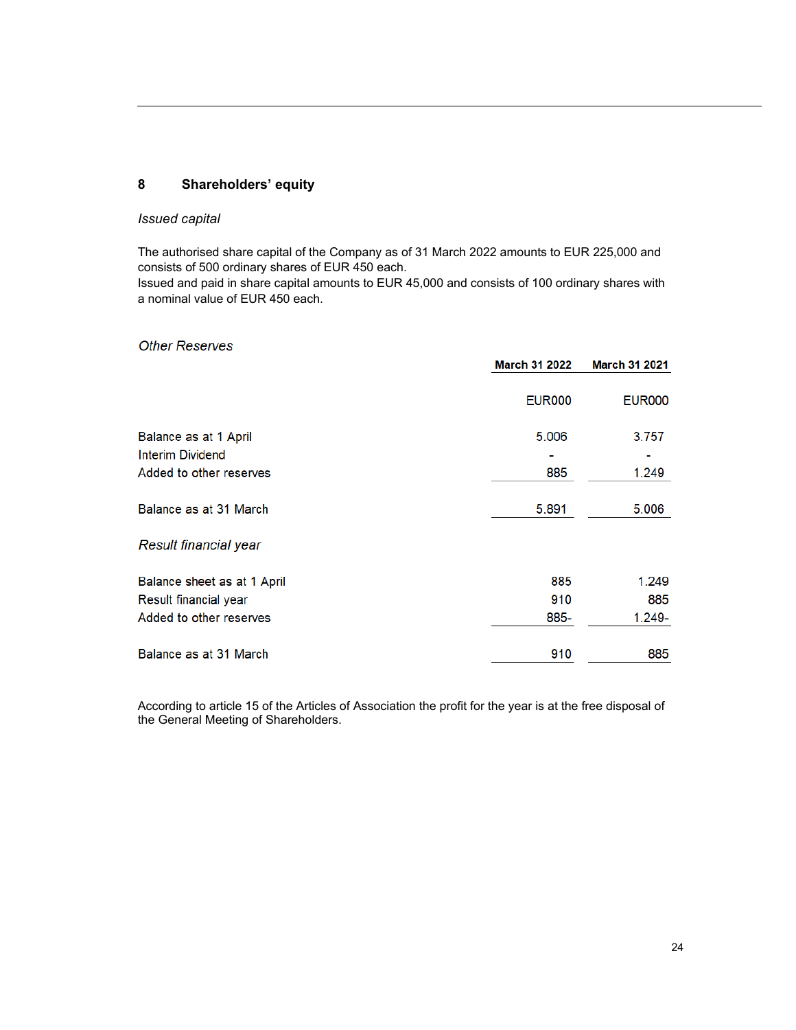## 8 Shareholders' equity

*Issued capital*

The authorised share capital of the Company as of 31 March 2022 amounts to EUR 225,000 and consists of 500 ordinary shares of EUR 450 each.
Issued and paid in share capital amounts to EUR 45,000 and consists of 100 ordinary shares with a nominal value of EUR 450 each.

*Other Reserves*

| | March 31 2022 | March 31 2021 |
|---|---|---|
| | EUR000 | EUR000 |
| Balance as at 1 April | 5.006 | 3.757 |
| Interim Dividend | - | - |
| Added to other reserves | 885 | 1.249 |
| Balance as at 31 March | 5.891 | 5.006 |

*Result financial year*

| | March 31 2022 | March 31 2021 |
|---|---|---|
| Balance sheet as at 1 April | 885 | 1.249 |
| Result financial year | 910 | 885 |
| Added to other reserves | 885- | 1.249- |
| Balance as at 31 March | 910 | 885 |

According to article 15 of the Articles of Association the profit for the year is at the free disposal of the General Meeting of Shareholders.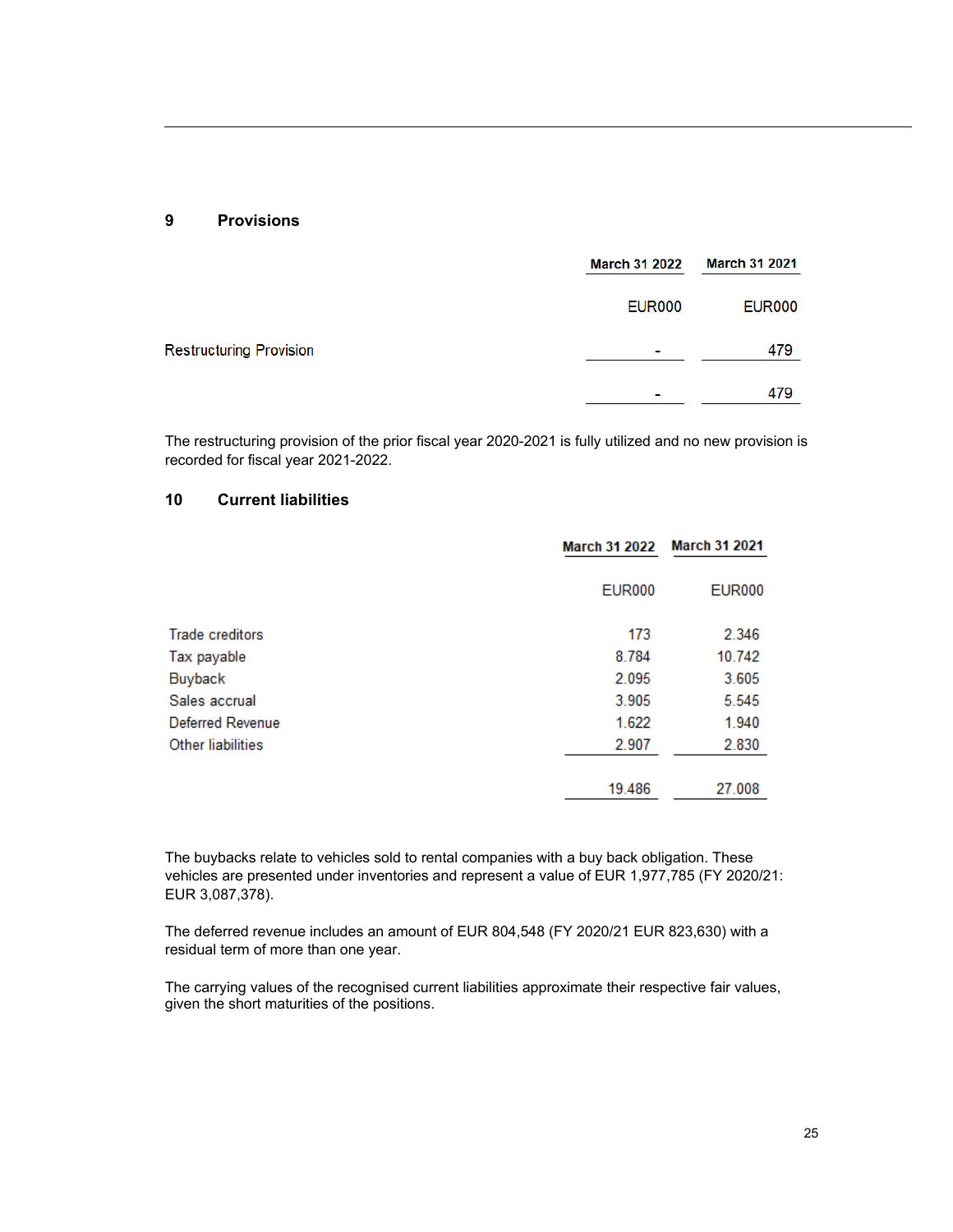## 9 Provisions

| | March 31 2022 | March 31 2021 |
|---|---|---|
| | EUR000 | EUR000 |
| Restructuring Provision | - | 479 |
| | - | 479 |

The restructuring provision of the prior fiscal year 2020-2021 is fully utilized and no new provision is recorded for fiscal year 2021-2022.

## 10 Current liabilities

| | March 31 2022 | March 31 2021 |
|---|---|---|
| | EUR000 | EUR000 |
| Trade creditors | 173 | 2.346 |
| Tax payable | 8.784 | 10.742 |
| Buyback | 2.095 | 3.605 |
| Sales accrual | 3.905 | 5.545 |
| Deferred Revenue | 1.622 | 1.940 |
| Other liabilities | 2.907 | 2.830 |
| | 19.486 | 27.008 |

The buybacks relate to vehicles sold to rental companies with a buy back obligation. These vehicles are presented under inventories and represent a value of EUR 1,977,785 (FY 2020/21: EUR 3,087,378).

The deferred revenue includes an amount of EUR 804,548 (FY 2020/21 EUR 823,630) with a residual term of more than one year.

The carrying values of the recognised current liabilities approximate their respective fair values, given the short maturities of the positions.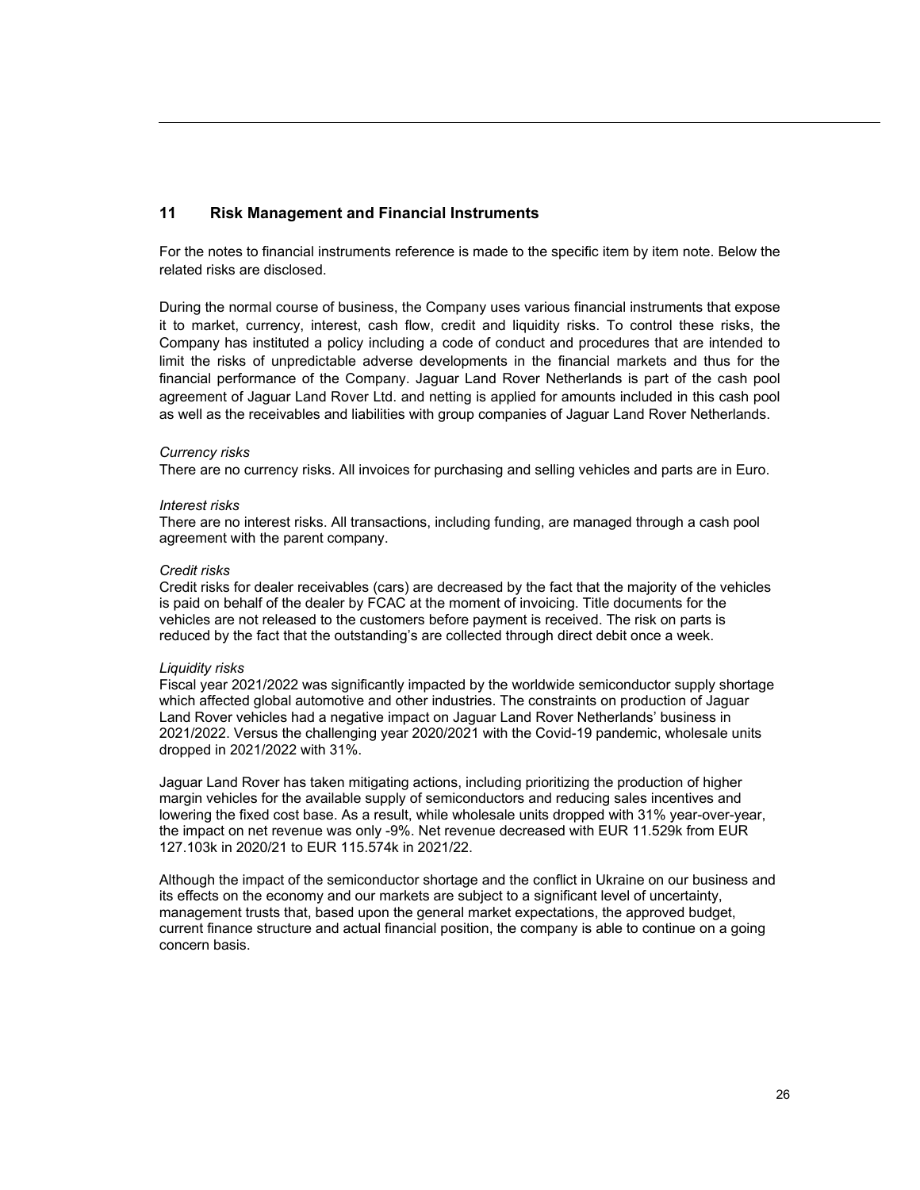## 11 Risk Management and Financial Instruments

For the notes to financial instruments reference is made to the specific item by item note. Below the related risks are disclosed.

During the normal course of business, the Company uses various financial instruments that expose it to market, currency, interest, cash flow, credit and liquidity risks. To control these risks, the Company has instituted a policy including a code of conduct and procedures that are intended to limit the risks of unpredictable adverse developments in the financial markets and thus for the financial performance of the Company. Jaguar Land Rover Netherlands is part of the cash pool agreement of Jaguar Land Rover Ltd. and netting is applied for amounts included in this cash pool as well as the receivables and liabilities with group companies of Jaguar Land Rover Netherlands.

*Currency risks*

There are no currency risks. All invoices for purchasing and selling vehicles and parts are in Euro.

*Interest risks*

There are no interest risks. All transactions, including funding, are managed through a cash pool agreement with the parent company.

*Credit risks*

Credit risks for dealer receivables (cars) are decreased by the fact that the majority of the vehicles is paid on behalf of the dealer by FCAC at the moment of invoicing. Title documents for the vehicles are not released to the customers before payment is received. The risk on parts is reduced by the fact that the outstanding's are collected through direct debit once a week.

*Liquidity risks*

Fiscal year 2021/2022 was significantly impacted by the worldwide semiconductor supply shortage which affected global automotive and other industries. The constraints on production of Jaguar Land Rover vehicles had a negative impact on Jaguar Land Rover Netherlands' business in 2021/2022. Versus the challenging year 2020/2021 with the Covid-19 pandemic, wholesale units dropped in 2021/2022 with 31%.

Jaguar Land Rover has taken mitigating actions, including prioritizing the production of higher margin vehicles for the available supply of semiconductors and reducing sales incentives and lowering the fixed cost base. As a result, while wholesale units dropped with 31% year-over-year, the impact on net revenue was only -9%. Net revenue decreased with EUR 11.529k from EUR 127.103k in 2020/21 to EUR 115.574k in 2021/22.

Although the impact of the semiconductor shortage and the conflict in Ukraine on our business and its effects on the economy and our markets are subject to a significant level of uncertainty, management trusts that, based upon the general market expectations, the approved budget, current finance structure and actual financial position, the company is able to continue on a going concern basis.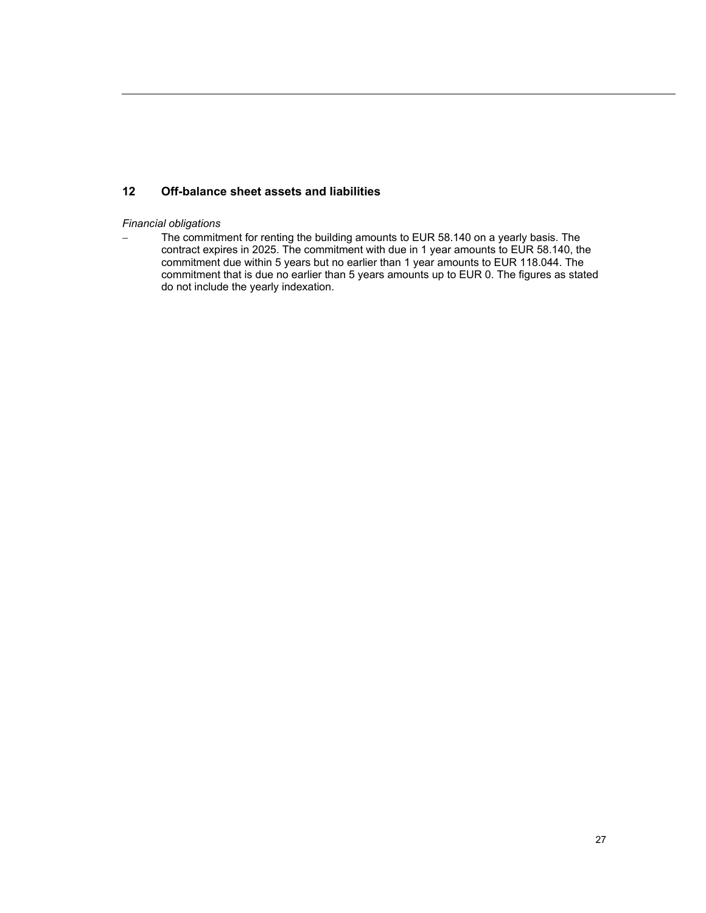## 12 Off-balance sheet assets and liabilities

*Financial obligations*

- The commitment for renting the building amounts to EUR 58.140 on a yearly basis. The contract expires in 2025. The commitment with due in 1 year amounts to EUR 58.140, the commitment due within 5 years but no earlier than 1 year amounts to EUR 118.044. The commitment that is due no earlier than 5 years amounts up to EUR 0. The figures as stated do not include the yearly indexation.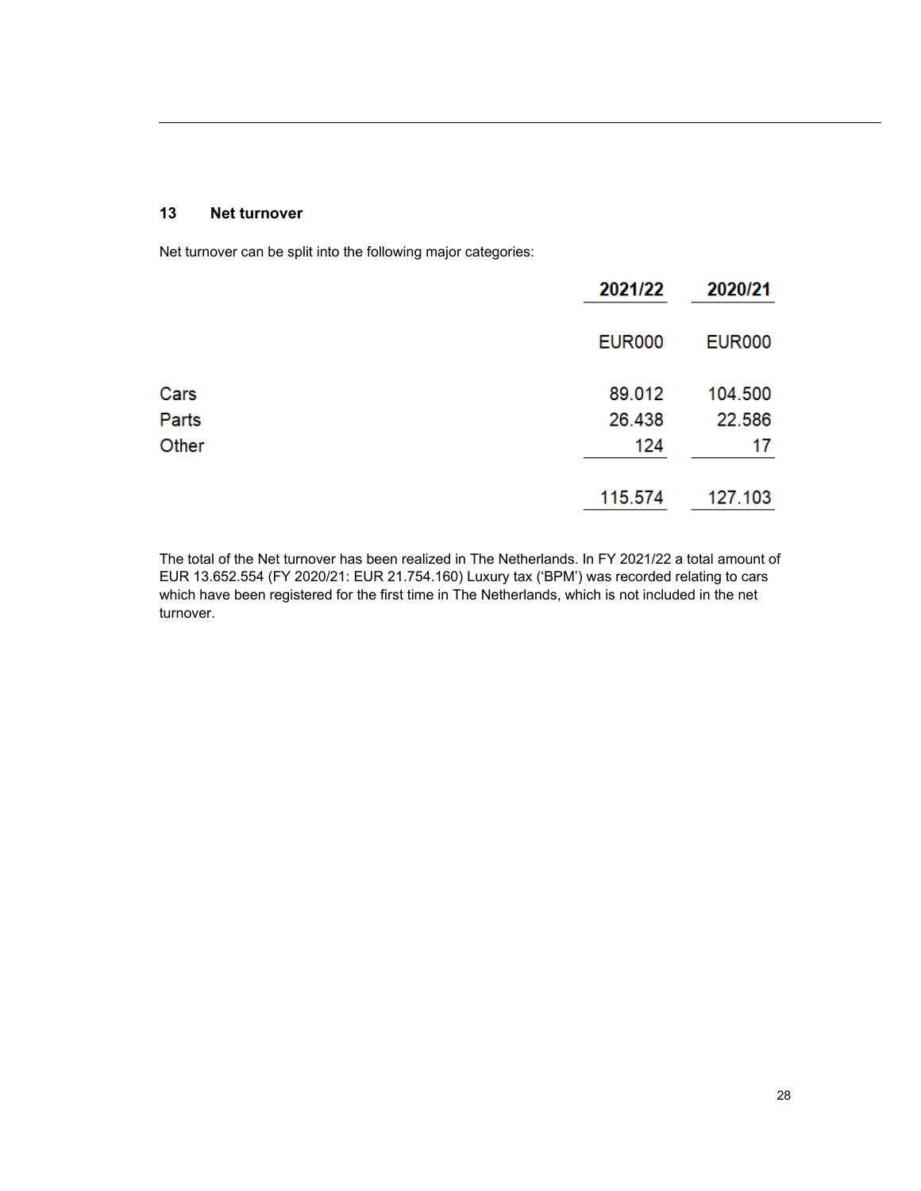## 13 Net turnover

Net turnover can be split into the following major categories:

| | 2021/22 | 2020/21 |
|---|---|---|
| | EUR000 | EUR000 |
| Cars | 89.012 | 104.500 |
| Parts | 26.438 | 22.586 |
| Other | 124 | 17 |
| | 115.574 | 127.103 |

The total of the Net turnover has been realized in The Netherlands. In FY 2021/22 a total amount of EUR 13.652.554 (FY 2020/21: EUR 21.754.160) Luxury tax ('BPM') was recorded relating to cars which have been registered for the first time in The Netherlands, which is not included in the net turnover.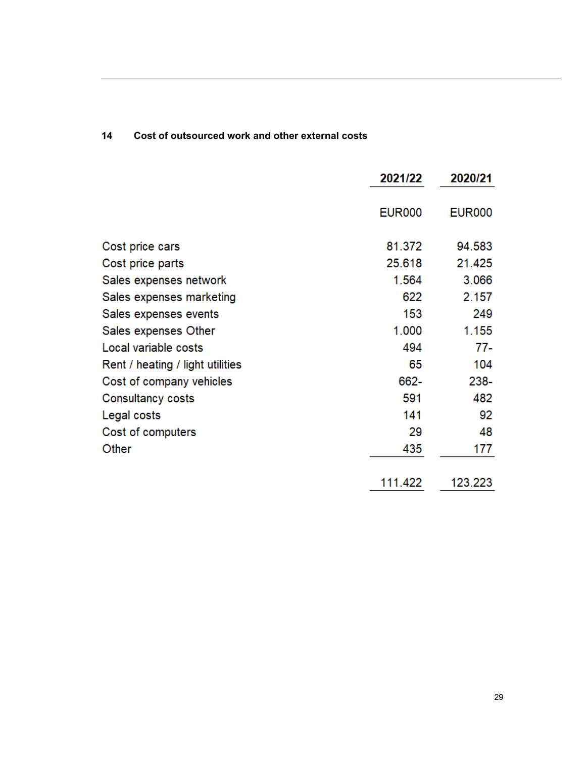## 14 Cost of outsourced work and other external costs

| | 2021/22 | 2020/21 |
|---|---|---|
| | EUR000 | EUR000 |
| Cost price cars | 81.372 | 94.583 |
| Cost price parts | 25.618 | 21.425 |
| Sales expenses network | 1.564 | 3.066 |
| Sales expenses marketing | 622 | 2.157 |
| Sales expenses events | 153 | 249 |
| Sales expenses Other | 1.000 | 1.155 |
| Local variable costs | 494 | 77- |
| Rent / heating / light utilities | 65 | 104 |
| Cost of company vehicles | 662- | 238- |
| Consultancy costs | 591 | 482 |
| Legal costs | 141 | 92 |
| Cost of computers | 29 | 48 |
| Other | 435 | 177 |
| | 111.422 | 123.223 |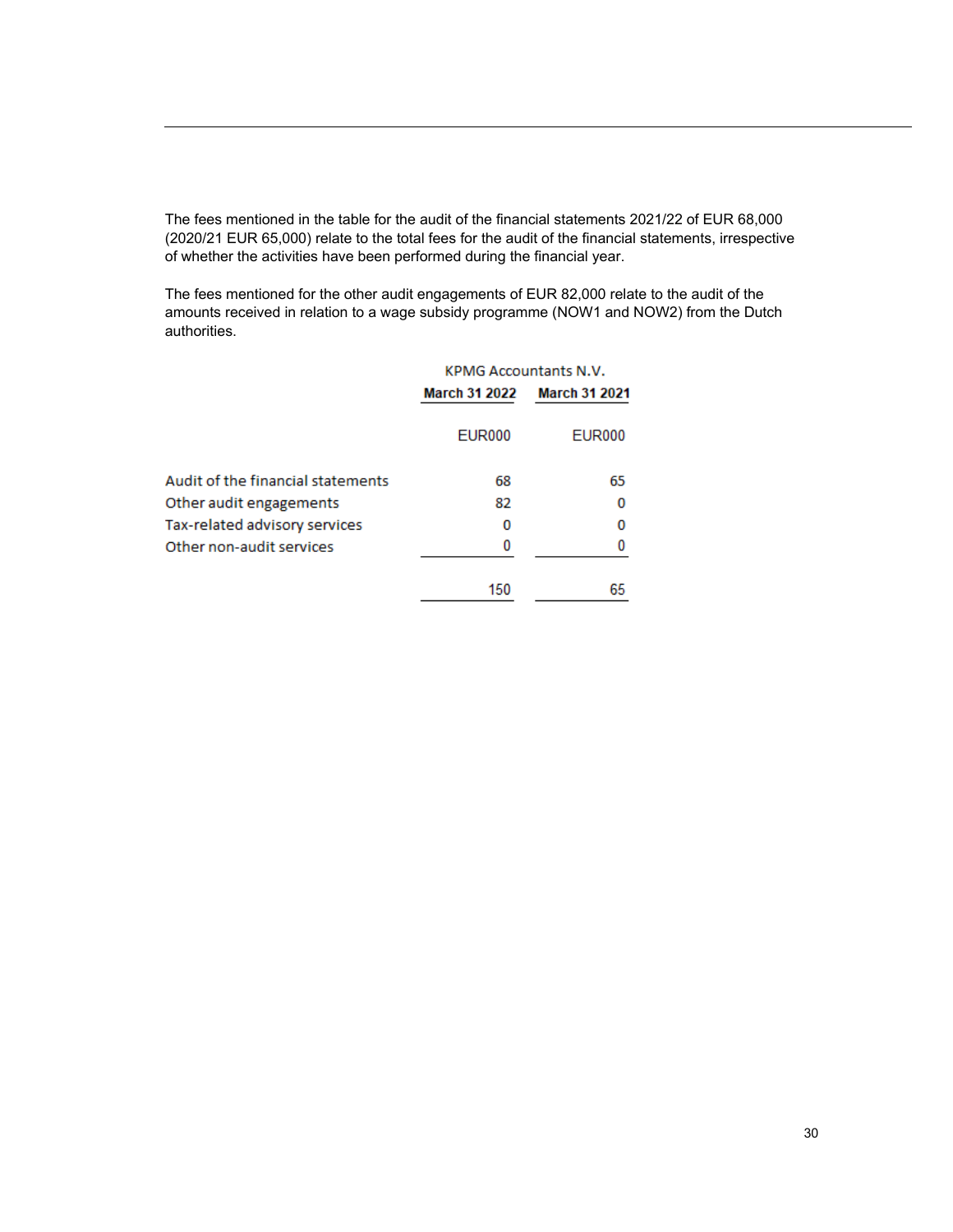The fees mentioned in the table for the audit of the financial statements 2021/22 of EUR 68,000 (2020/21 EUR 65,000) relate to the total fees for the audit of the financial statements, irrespective of whether the activities have been performed during the financial year.

The fees mentioned for the other audit engagements of EUR 82,000 relate to the audit of the amounts received in relation to a wage subsidy programme (NOW1 and NOW2) from the Dutch authorities.

| | KPMG Accountants N.V. | |
|---|---|---|
| | **March 31 2022** | **March 31 2021** |
| | EUR000 | EUR000 |
| Audit of the financial statements | 68 | 65 |
| Other audit engagements | 82 | 0 |
| Tax-related advisory services | 0 | 0 |
| Other non-audit services | 0 | 0 |
| | 150 | 65 |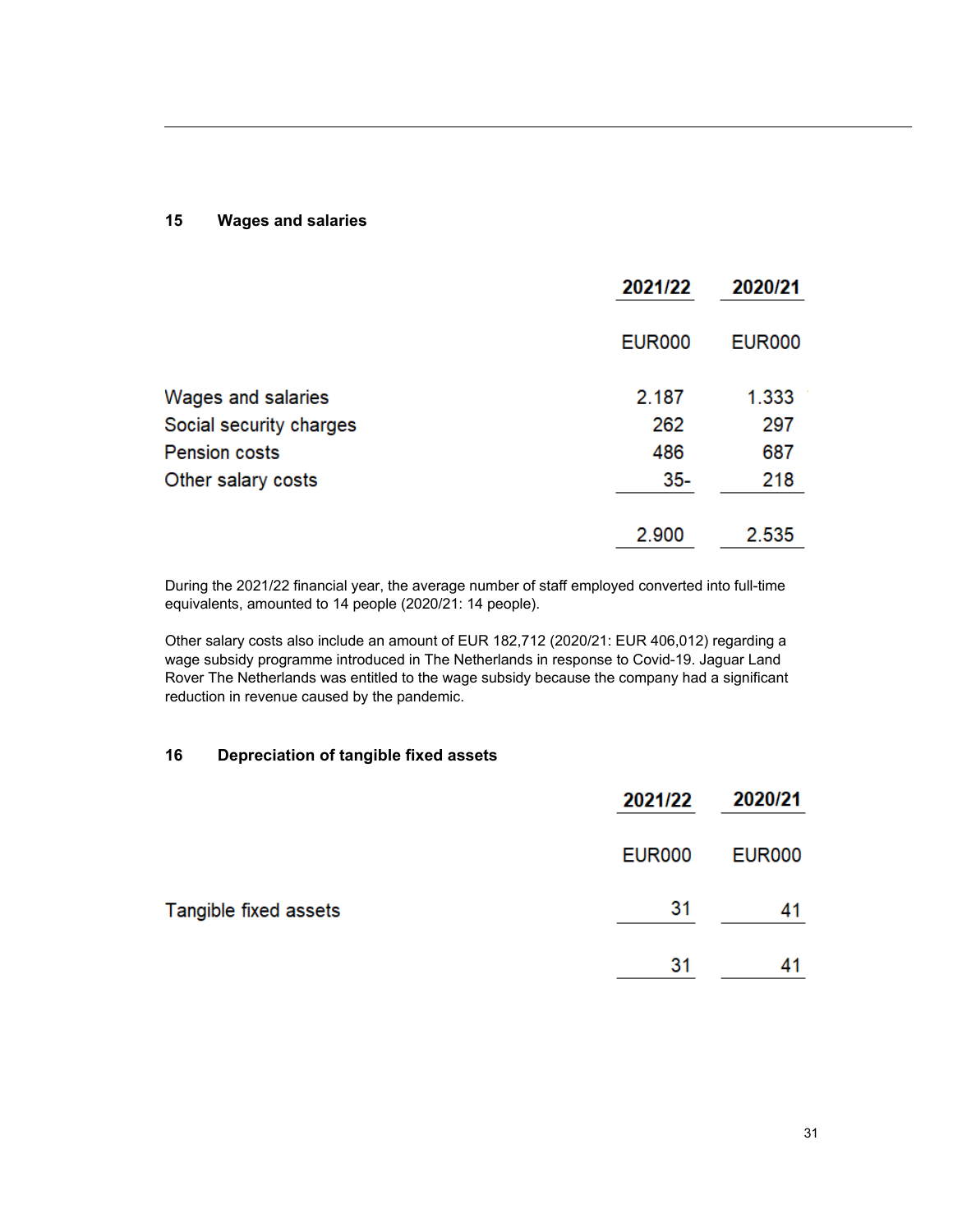## 15 Wages and salaries

| | 2021/22 | 2020/21 |
|---|---|---|
| | EUR000 | EUR000 |
| Wages and salaries | 2.187 | 1.333 |
| Social security charges | 262 | 297 |
| Pension costs | 486 | 687 |
| Other salary costs | 35- | 218 |
| | 2.900 | 2.535 |

During the 2021/22 financial year, the average number of staff employed converted into full-time equivalents, amounted to 14 people (2020/21: 14 people).

Other salary costs also include an amount of EUR 182,712 (2020/21: EUR 406,012) regarding a wage subsidy programme introduced in The Netherlands in response to Covid-19. Jaguar Land Rover The Netherlands was entitled to the wage subsidy because the company had a significant reduction in revenue caused by the pandemic.

## 16 Depreciation of tangible fixed assets

| | 2021/22 | 2020/21 |
|---|---|---|
| | EUR000 | EUR000 |
| Tangible fixed assets | 31 | 41 |
| | 31 | 41 |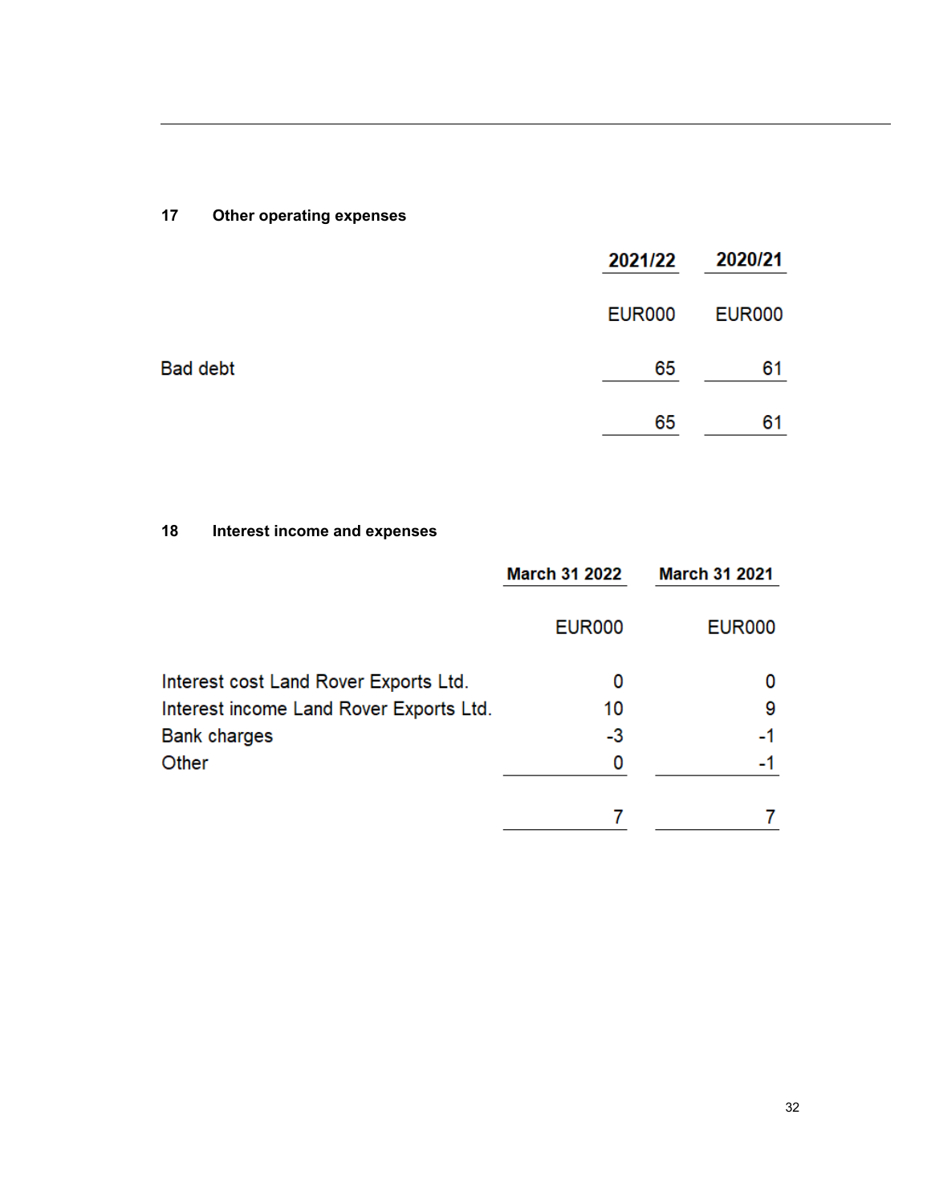## 17 Other operating expenses

| | 2021/22 | 2020/21 |
|---|---|---|
| | EUR000 | EUR000 |
| Bad debt | 65 | 61 |
| | 65 | 61 |

## 18 Interest income and expenses

| | March 31 2022 | March 31 2021 |
|---|---|---|
| | EUR000 | EUR000 |
| Interest cost Land Rover Exports Ltd. | 0 | 0 |
| Interest income Land Rover Exports Ltd. | 10 | 9 |
| Bank charges | -3 | -1 |
| Other | 0 | -1 |
| | 7 | 7 |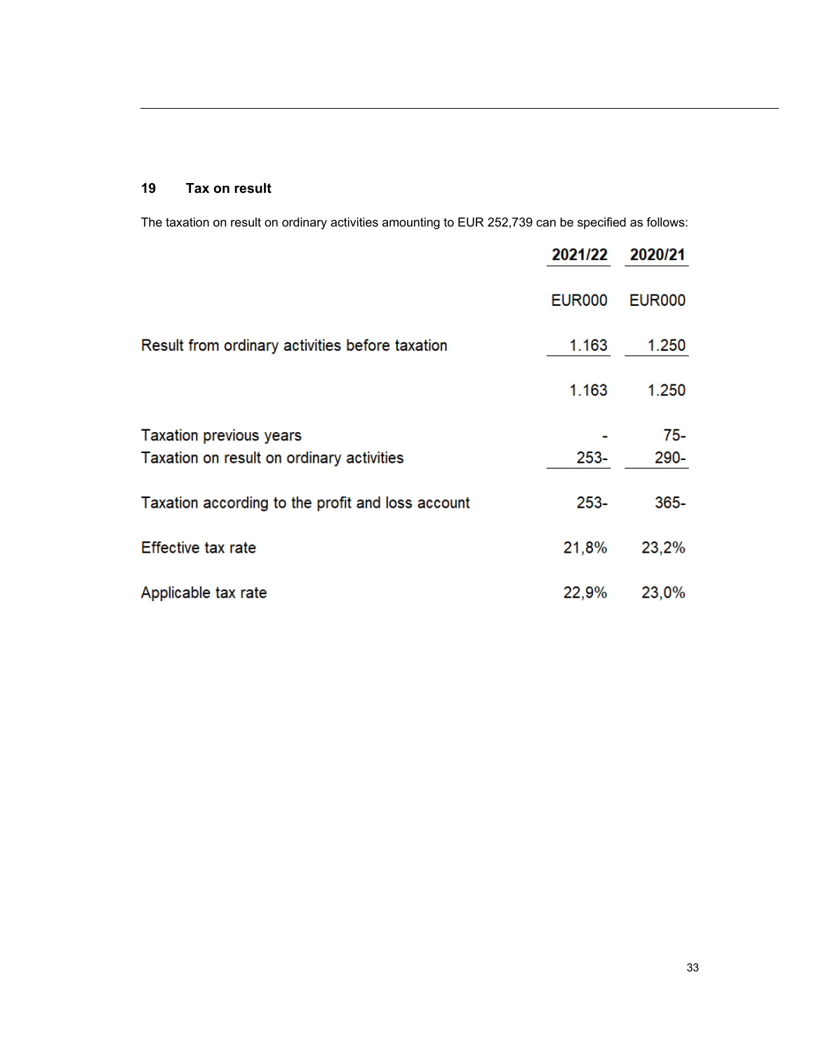## 19 Tax on result

The taxation on result on ordinary activities amounting to EUR 252,739 can be specified as follows:

| | 2021/22 | 2020/21 |
|---|---|---|
| | EUR000 | EUR000 |
| Result from ordinary activities before taxation | 1.163 | 1.250 |
| | 1.163 | 1.250 |
| Taxation previous years | - | 75- |
| Taxation on result on ordinary activities | 253- | 290- |
| Taxation according to the profit and loss account | 253- | 365- |
| Effective tax rate | 21,8% | 23,2% |
| Applicable tax rate | 22,9% | 23,0% |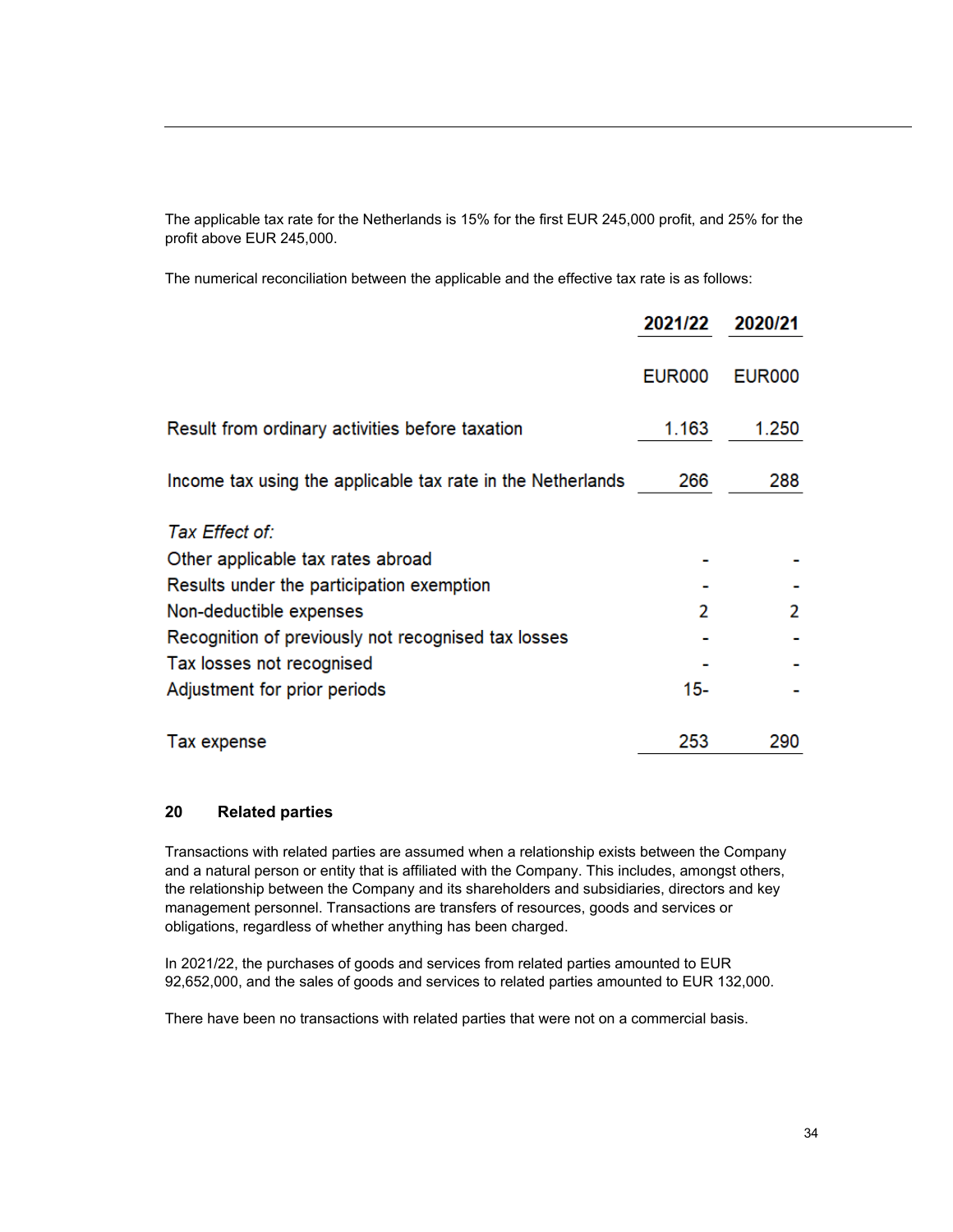The applicable tax rate for the Netherlands is 15% for the first EUR 245,000 profit, and 25% for the profit above EUR 245,000.

The numerical reconciliation between the applicable and the effective tax rate is as follows:

| | 2021/22 | 2020/21 |
|---|---|---|
| | EUR000 | EUR000 |
| Result from ordinary activities before taxation | 1.163 | 1.250 |
| Income tax using the applicable tax rate in the Netherlands | 266 | 288 |
| *Tax Effect of:* | | |
| Other applicable tax rates abroad | - | - |
| Results under the participation exemption | - | - |
| Non-deductible expenses | 2 | 2 |
| Recognition of previously not recognised tax losses | - | - |
| Tax losses not recognised | - | - |
| Adjustment for prior periods | 15- | - |
| Tax expense | 253 | 290 |

## 20 Related parties

Transactions with related parties are assumed when a relationship exists between the Company and a natural person or entity that is affiliated with the Company. This includes, amongst others, the relationship between the Company and its shareholders and subsidiaries, directors and key management personnel. Transactions are transfers of resources, goods and services or obligations, regardless of whether anything has been charged.

In 2021/22, the purchases of goods and services from related parties amounted to EUR 92,652,000, and the sales of goods and services to related parties amounted to EUR 132,000.

There have been no transactions with related parties that were not on a commercial basis.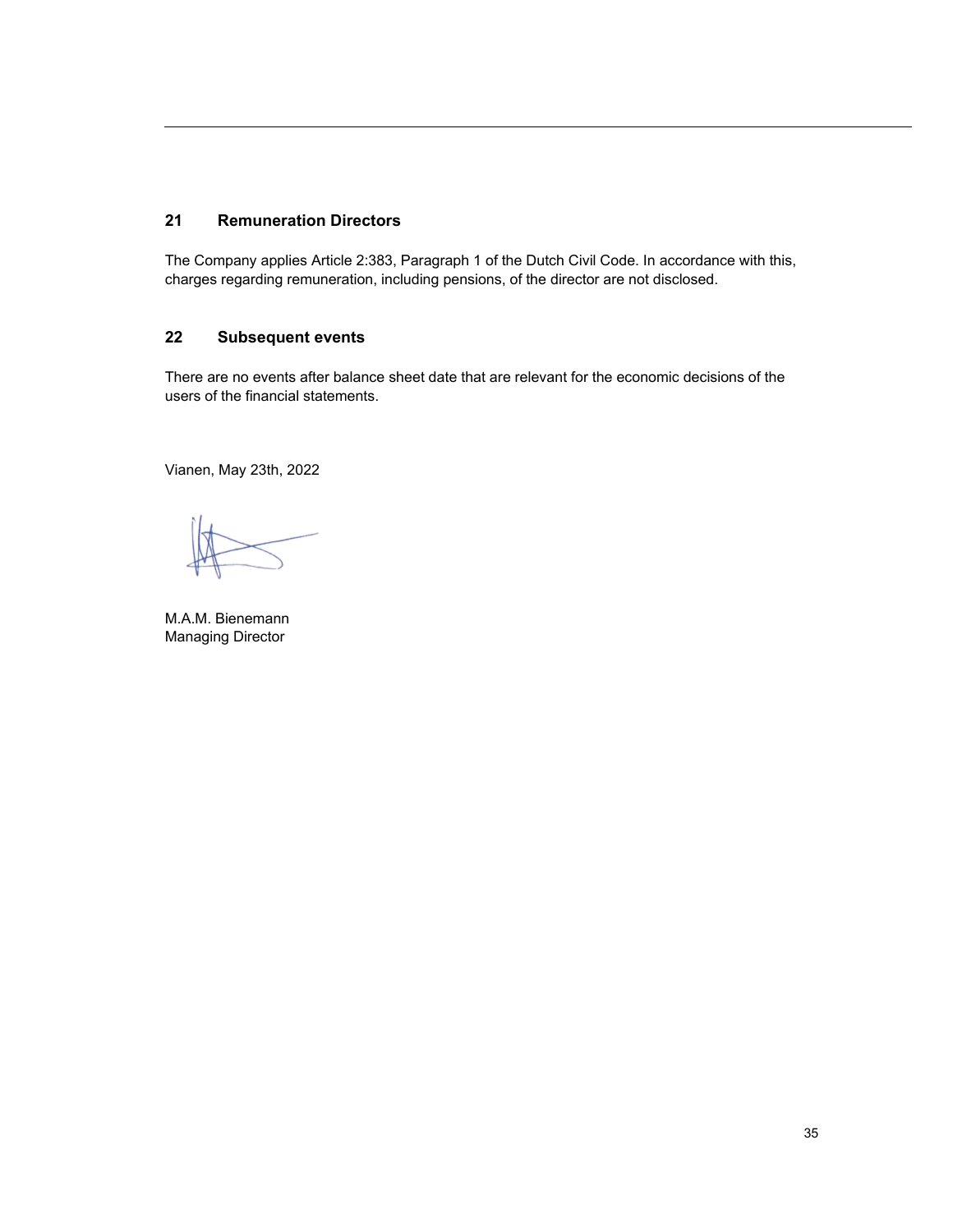## 21 Remuneration Directors

The Company applies Article 2:383, Paragraph 1 of the Dutch Civil Code. In accordance with this, charges regarding remuneration, including pensions, of the director are not disclosed.

## 22 Subsequent events

There are no events after balance sheet date that are relevant for the economic decisions of the users of the financial statements.

Vianen, May 23th, 2022

M.A.M. Bienemann
Managing Director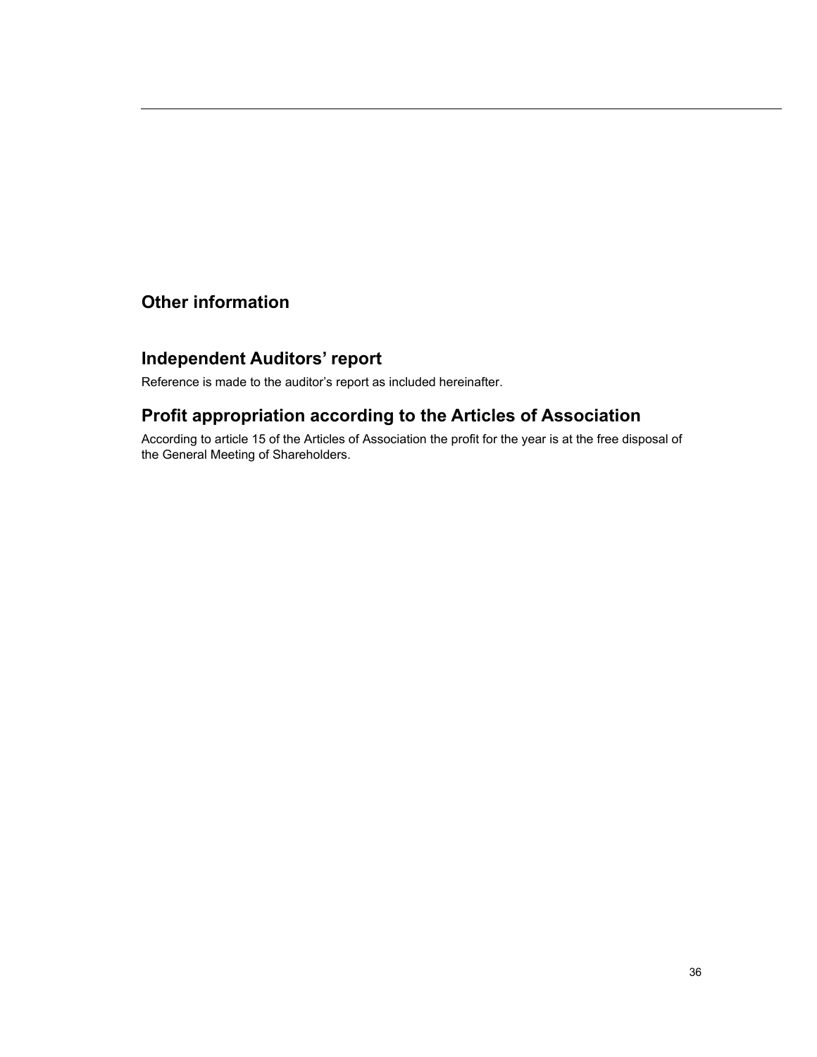# Other information

## Independent Auditors’ report

Reference is made to the auditor’s report as included hereinafter.

## Profit appropriation according to the Articles of Association

According to article 15 of the Articles of Association the profit for the year is at the free disposal of the General Meeting of Shareholders.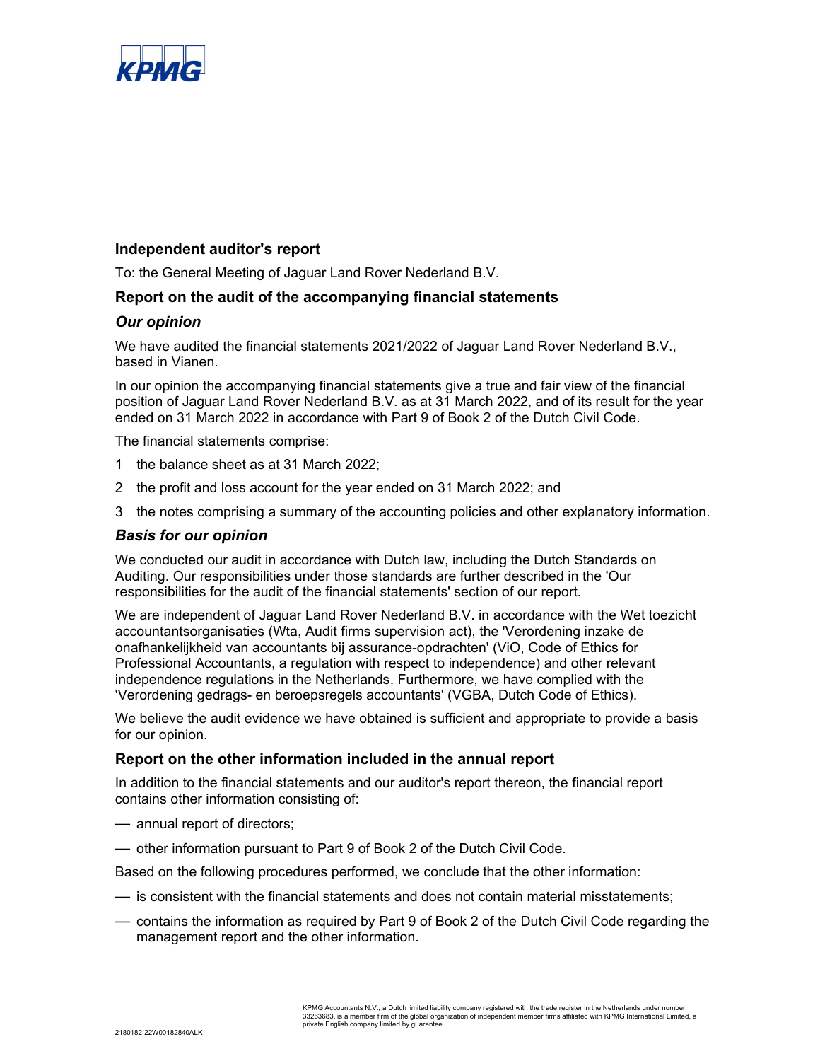## Independent auditor's report

To: the General Meeting of Jaguar Land Rover Nederland B.V.

### Report on the audit of the accompanying financial statements

#### *Our opinion*

We have audited the financial statements 2021/2022 of Jaguar Land Rover Nederland B.V., based in Vianen.

In our opinion the accompanying financial statements give a true and fair view of the financial position of Jaguar Land Rover Nederland B.V. as at 31 March 2022, and of its result for the year ended on 31 March 2022 in accordance with Part 9 of Book 2 of the Dutch Civil Code.

The financial statements comprise:

1. the balance sheet as at 31 March 2022;
2. the profit and loss account for the year ended on 31 March 2022; and
3. the notes comprising a summary of the accounting policies and other explanatory information.

#### *Basis for our opinion*

We conducted our audit in accordance with Dutch law, including the Dutch Standards on Auditing. Our responsibilities under those standards are further described in the 'Our responsibilities for the audit of the financial statements' section of our report.

We are independent of Jaguar Land Rover Nederland B.V. in accordance with the Wet toezicht accountantsorganisaties (Wta, Audit firms supervision act), the 'Verordening inzake de onafhankelijkheid van accountants bij assurance-opdrachten' (ViO, Code of Ethics for Professional Accountants, a regulation with respect to independence) and other relevant independence regulations in the Netherlands. Furthermore, we have complied with the 'Verordening gedrags- en beroepsregels accountants' (VGBA, Dutch Code of Ethics).

We believe the audit evidence we have obtained is sufficient and appropriate to provide a basis for our opinion.

### Report on the other information included in the annual report

In addition to the financial statements and our auditor's report thereon, the financial report contains other information consisting of:

- annual report of directors;
- other information pursuant to Part 9 of Book 2 of the Dutch Civil Code.

Based on the following procedures performed, we conclude that the other information:

- is consistent with the financial statements and does not contain material misstatements;
- contains the information as required by Part 9 of Book 2 of the Dutch Civil Code regarding the management report and the other information.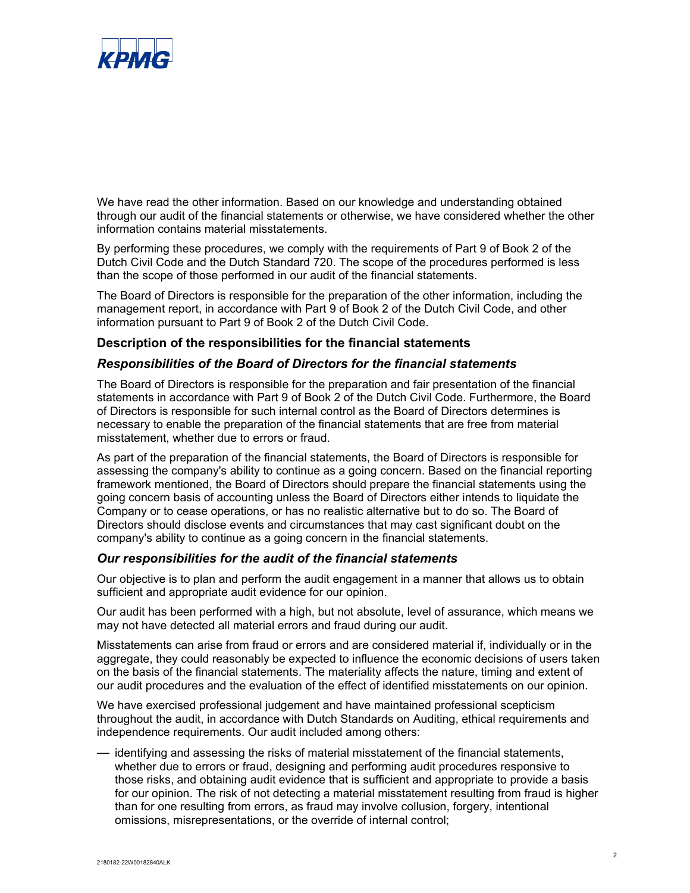We have read the other information. Based on our knowledge and understanding obtained through our audit of the financial statements or otherwise, we have considered whether the other information contains material misstatements.

By performing these procedures, we comply with the requirements of Part 9 of Book 2 of the Dutch Civil Code and the Dutch Standard 720. The scope of the procedures performed is less than the scope of those performed in our audit of the financial statements.

The Board of Directors is responsible for the preparation of the other information, including the management report, in accordance with Part 9 of Book 2 of the Dutch Civil Code, and other information pursuant to Part 9 of Book 2 of the Dutch Civil Code.

## Description of the responsibilities for the financial statements

### *Responsibilities of the Board of Directors for the financial statements*

The Board of Directors is responsible for the preparation and fair presentation of the financial statements in accordance with Part 9 of Book 2 of the Dutch Civil Code. Furthermore, the Board of Directors is responsible for such internal control as the Board of Directors determines is necessary to enable the preparation of the financial statements that are free from material misstatement, whether due to errors or fraud.

As part of the preparation of the financial statements, the Board of Directors is responsible for assessing the company's ability to continue as a going concern. Based on the financial reporting framework mentioned, the Board of Directors should prepare the financial statements using the going concern basis of accounting unless the Board of Directors either intends to liquidate the Company or to cease operations, or has no realistic alternative but to do so. The Board of Directors should disclose events and circumstances that may cast significant doubt on the company's ability to continue as a going concern in the financial statements.

### *Our responsibilities for the audit of the financial statements*

Our objective is to plan and perform the audit engagement in a manner that allows us to obtain sufficient and appropriate audit evidence for our opinion.

Our audit has been performed with a high, but not absolute, level of assurance, which means we may not have detected all material errors and fraud during our audit.

Misstatements can arise from fraud or errors and are considered material if, individually or in the aggregate, they could reasonably be expected to influence the economic decisions of users taken on the basis of the financial statements. The materiality affects the nature, timing and extent of our audit procedures and the evaluation of the effect of identified misstatements on our opinion.

We have exercised professional judgement and have maintained professional scepticism throughout the audit, in accordance with Dutch Standards on Auditing, ethical requirements and independence requirements. Our audit included among others:

- identifying and assessing the risks of material misstatement of the financial statements, whether due to errors or fraud, designing and performing audit procedures responsive to those risks, and obtaining audit evidence that is sufficient and appropriate to provide a basis for our opinion. The risk of not detecting a material misstatement resulting from fraud is higher than for one resulting from errors, as fraud may involve collusion, forgery, intentional omissions, misrepresentations, or the override of internal control;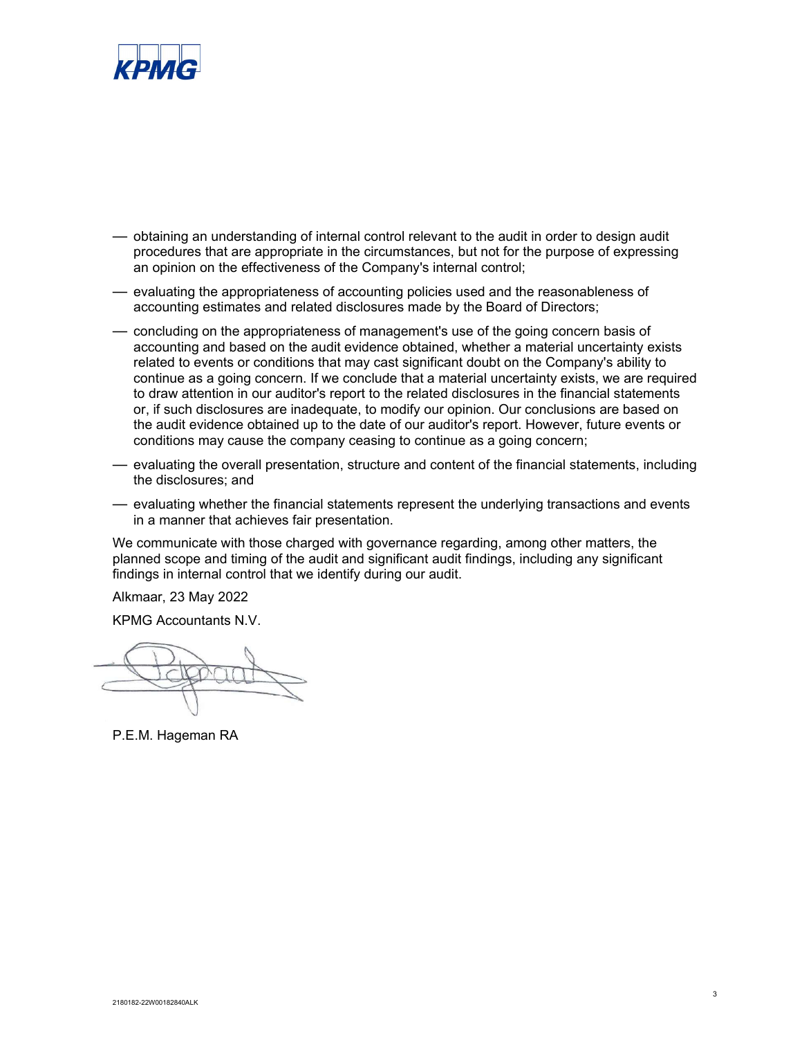- obtaining an understanding of internal control relevant to the audit in order to design audit procedures that are appropriate in the circumstances, but not for the purpose of expressing an opinion on the effectiveness of the Company's internal control;
- evaluating the appropriateness of accounting policies used and the reasonableness of accounting estimates and related disclosures made by the Board of Directors;
- concluding on the appropriateness of management's use of the going concern basis of accounting and based on the audit evidence obtained, whether a material uncertainty exists related to events or conditions that may cast significant doubt on the Company's ability to continue as a going concern. If we conclude that a material uncertainty exists, we are required to draw attention in our auditor's report to the related disclosures in the financial statements or, if such disclosures are inadequate, to modify our opinion. Our conclusions are based on the audit evidence obtained up to the date of our auditor's report. However, future events or conditions may cause the company ceasing to continue as a going concern;
- evaluating the overall presentation, structure and content of the financial statements, including the disclosures; and
- evaluating whether the financial statements represent the underlying transactions and events in a manner that achieves fair presentation.

We communicate with those charged with governance regarding, among other matters, the planned scope and timing of the audit and significant audit findings, including any significant findings in internal control that we identify during our audit.

Alkmaar, 23 May 2022

KPMG Accountants N.V.

P.E.M. Hageman RA

2180182-22W00182840ALK